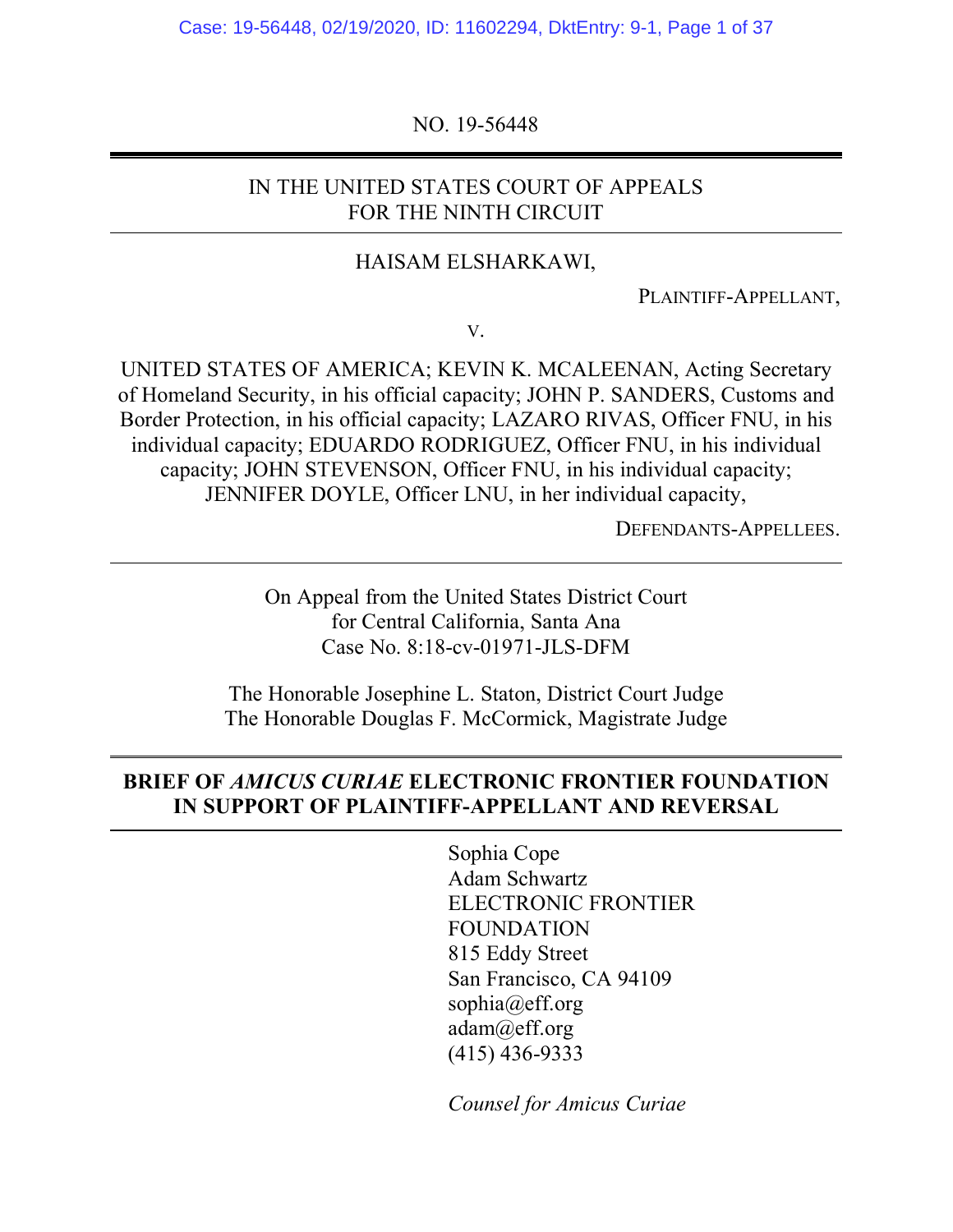NO. 19-56448

IN THE UNITED STATES COURT OF APPEALS
FOR THE NINTH CIRCUIT

HAISAM ELSHARKAWI,

PLAINTIFF-APPELLANT,

V.

UNITED STATES OF AMERICA; KEVIN K. MCALEENAN, Acting Secretary of Homeland Security, in his official capacity; JOHN P. SANDERS, Customs and Border Protection, in his official capacity; LAZARO RIVAS, Officer FNU, in his individual capacity; EDUARDO RODRIGUEZ, Officer FNU, in his individual capacity; JOHN STEVENSON, Officer FNU, in his individual capacity; JENNIFER DOYLE, Officer LNU, in her individual capacity,

DEFENDANTS-APPELLEES.

On Appeal from the United States District Court
for Central California, Santa Ana
Case No. 8:18-cv-01971-JLS-DFM

The Honorable Josephine L. Staton, District Court Judge
The Honorable Douglas F. McCormick, Magistrate Judge

**BRIEF OF *AMICUS CURIAE* ELECTRONIC FRONTIER FOUNDATION IN SUPPORT OF PLAINTIFF-APPELLANT AND REVERSAL**

Sophia Cope
Adam Schwartz
ELECTRONIC FRONTIER FOUNDATION
815 Eddy Street
San Francisco, CA 94109
sophia@eff.org
adam@eff.org
(415) 436-9333

*Counsel for Amicus Curiae*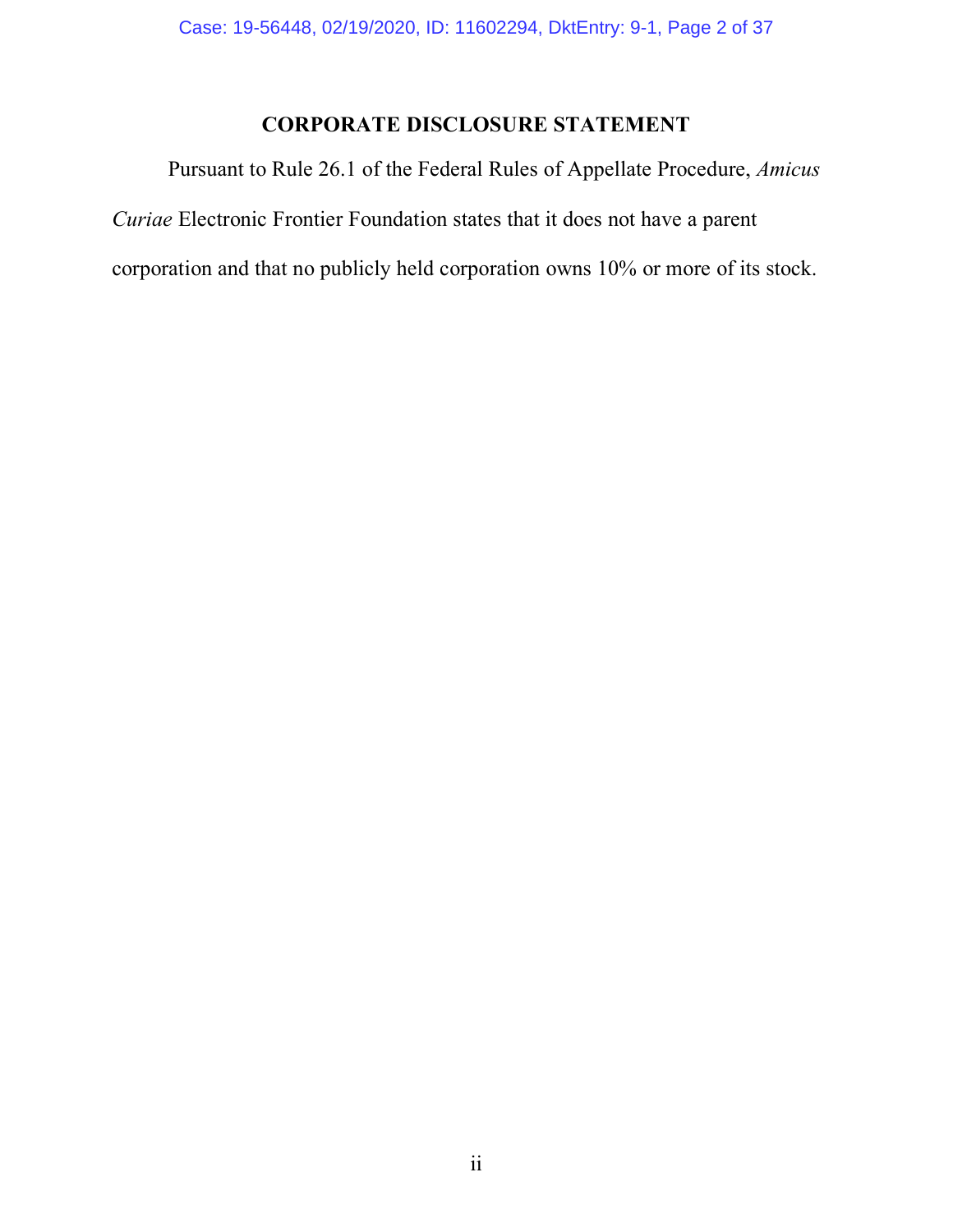## CORPORATE DISCLOSURE STATEMENT

Pursuant to Rule 26.1 of the Federal Rules of Appellate Procedure, *Amicus Curiae* Electronic Frontier Foundation states that it does not have a parent corporation and that no publicly held corporation owns 10% or more of its stock.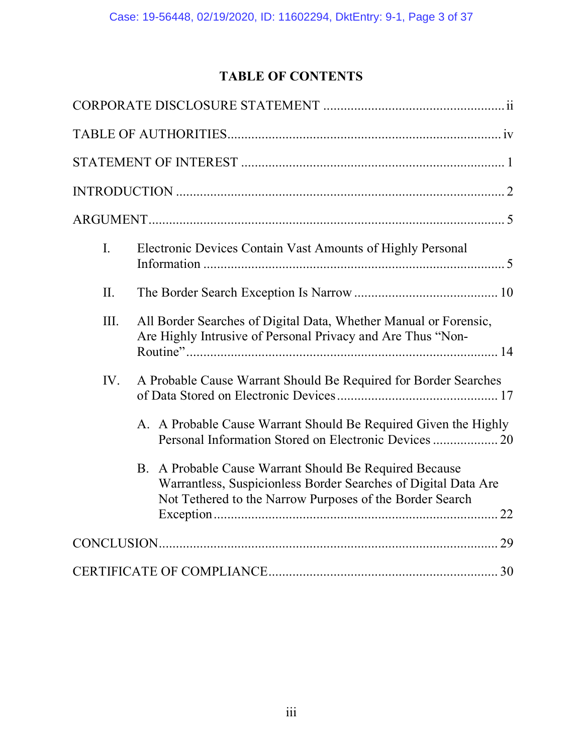# TABLE OF CONTENTS

CORPORATE DISCLOSURE STATEMENT .................................................... ii

TABLE OF AUTHORITIES............................................................................ iv

STATEMENT OF INTEREST ........................................................................ 1

INTRODUCTION ........................................................................................... 2

ARGUMENT................................................................................................... 5

- I. Electronic Devices Contain Vast Amounts of Highly Personal Information ........................................................................................ 5
- II. The Border Search Exception Is Narrow .......................................... 10
- III. All Border Searches of Digital Data, Whether Manual or Forensic, Are Highly Intrusive of Personal Privacy and Are Thus "Non-Routine"........................................................................................... 14
- IV. A Probable Cause Warrant Should Be Required for Border Searches of Data Stored on Electronic Devices ............................................... 17
    - A. A Probable Cause Warrant Should Be Required Given the Highly Personal Information Stored on Electronic Devices ................... 20
    - B. A Probable Cause Warrant Should Be Required Because Warrantless, Suspicionless Border Searches of Digital Data Are Not Tethered to the Narrow Purposes of the Border Search Exception ................................................................................... 22

CONCLUSION................................................................................................ 29

CERTIFICATE OF COMPLIANCE................................................................. 30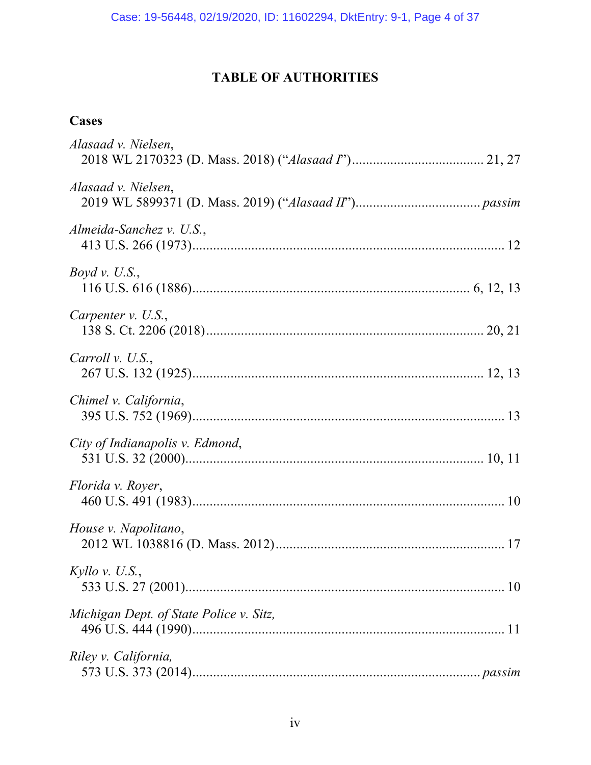# TABLE OF AUTHORITIES

## Cases

*Alasaad v. Nielsen*,
2018 WL 2170323 (D. Mass. 2018) ("*Alasaad I*") ..................................... 21, 27

*Alasaad v. Nielsen*,
2019 WL 5899371 (D. Mass. 2019) ("*Alasaad II*") ................................... *passim*

*Almeida-Sanchez v. U.S.*,
413 U.S. 266 (1973) ........................................................................................ 12

*Boyd v. U.S.*,
116 U.S. 616 (1886) ............................................................................... 6, 12, 13

*Carpenter v. U.S.*,
138 S. Ct. 2206 (2018) ............................................................................... 20, 21

*Carroll v. U.S.*,
267 U.S. 132 (1925) ................................................................................... 12, 13

*Chimel v. California*,
395 U.S. 752 (1969) ........................................................................................ 13

*City of Indianapolis v. Edmond*,
531 U.S. 32 (2000) ..................................................................................... 10, 11

*Florida v. Royer*,
460 U.S. 491 (1983) ........................................................................................ 10

*House v. Napolitano*,
2012 WL 1038816 (D. Mass. 2012) ................................................................. 17

*Kyllo v. U.S.*,
533 U.S. 27 (2001) .......................................................................................... 10

*Michigan Dept. of State Police v. Sitz,*
496 U.S. 444 (1990) ........................................................................................ 11

*Riley v. California,*
573 U.S. 373 (2014) .................................................................................. *passim*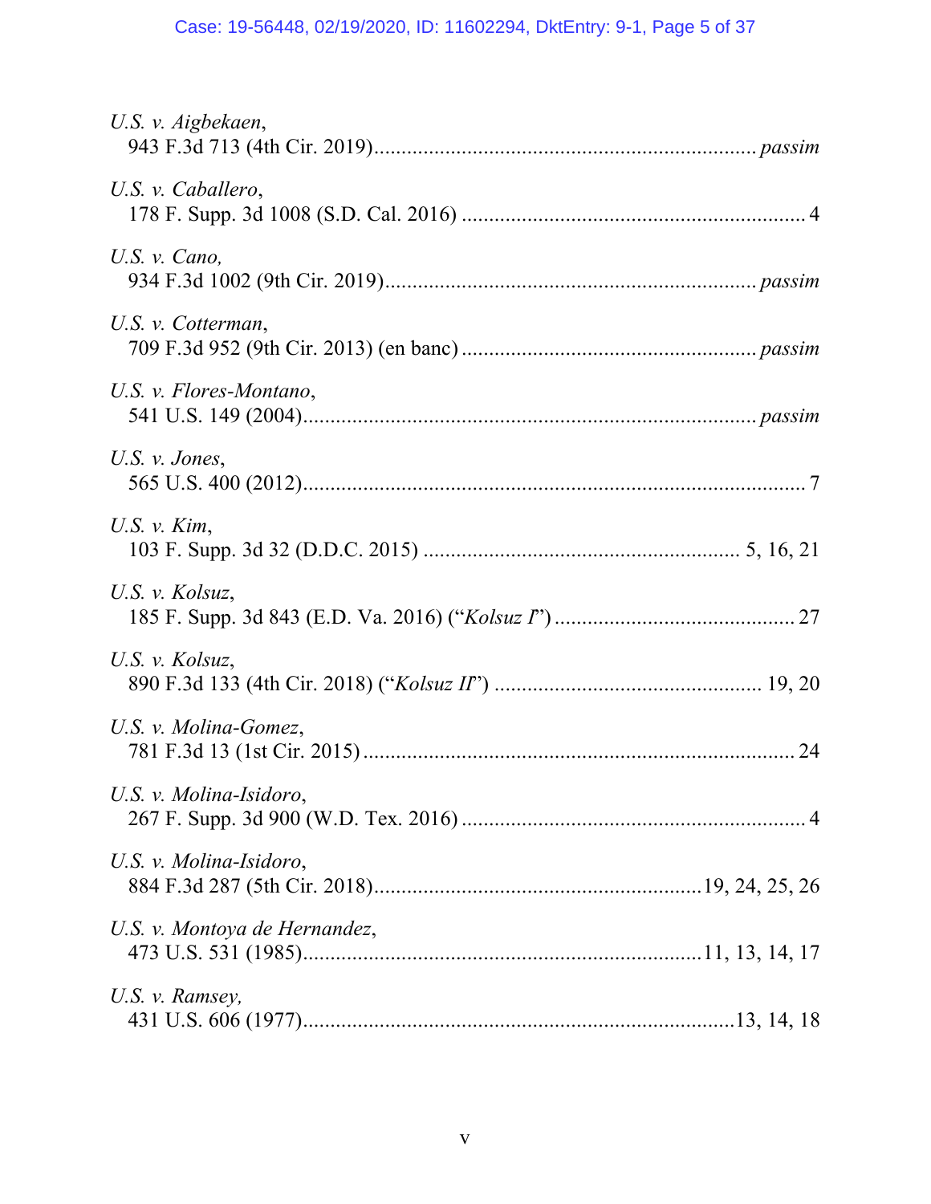*U.S. v. Aigbekaen*,
943 F.3d 713 (4th Cir. 2019) .......................................................................... *passim*

*U.S. v. Caballero*,
178 F. Supp. 3d 1008 (S.D. Cal. 2016) .............................................................. 4

*U.S. v. Cano,*
934 F.3d 1002 (9th Cir. 2019) ........................................................................ *passim*

*U.S. v. Cotterman*,
709 F.3d 952 (9th Cir. 2013) (en banc) ........................................................ *passim*

*U.S. v. Flores-Montano*,
541 U.S. 149 (2004) ...................................................................................... *passim*

*U.S. v. Jones*,
565 U.S. 400 (2012) .............................................................................................. 7

*U.S. v. Kim*,
103 F. Supp. 3d 32 (D.D.C. 2015) ........................................................ 5, 16, 21

*U.S. v. Kolsuz*,
185 F. Supp. 3d 843 (E.D. Va. 2016) ("*Kolsuz I*") ............................................ 27

*U.S. v. Kolsuz*,
890 F.3d 133 (4th Cir. 2018) ("*Kolsuz II*") ................................................ 19, 20

*U.S. v. Molina-Gomez*,
781 F.3d 13 (1st Cir. 2015) ............................................................................... 24

*U.S. v. Molina-Isidoro*,
267 F. Supp. 3d 900 (W.D. Tex. 2016) ................................................................ 4

*U.S. v. Molina-Isidoro*,
884 F.3d 287 (5th Cir. 2018) ........................................................ 19, 24, 25, 26

*U.S. v. Montoya de Hernandez*,
473 U.S. 531 (1985) .......................................................................... 11, 13, 14, 17

*U.S. v. Ramsey,*
431 U.S. 606 (1977) ................................................................................ 13, 14, 18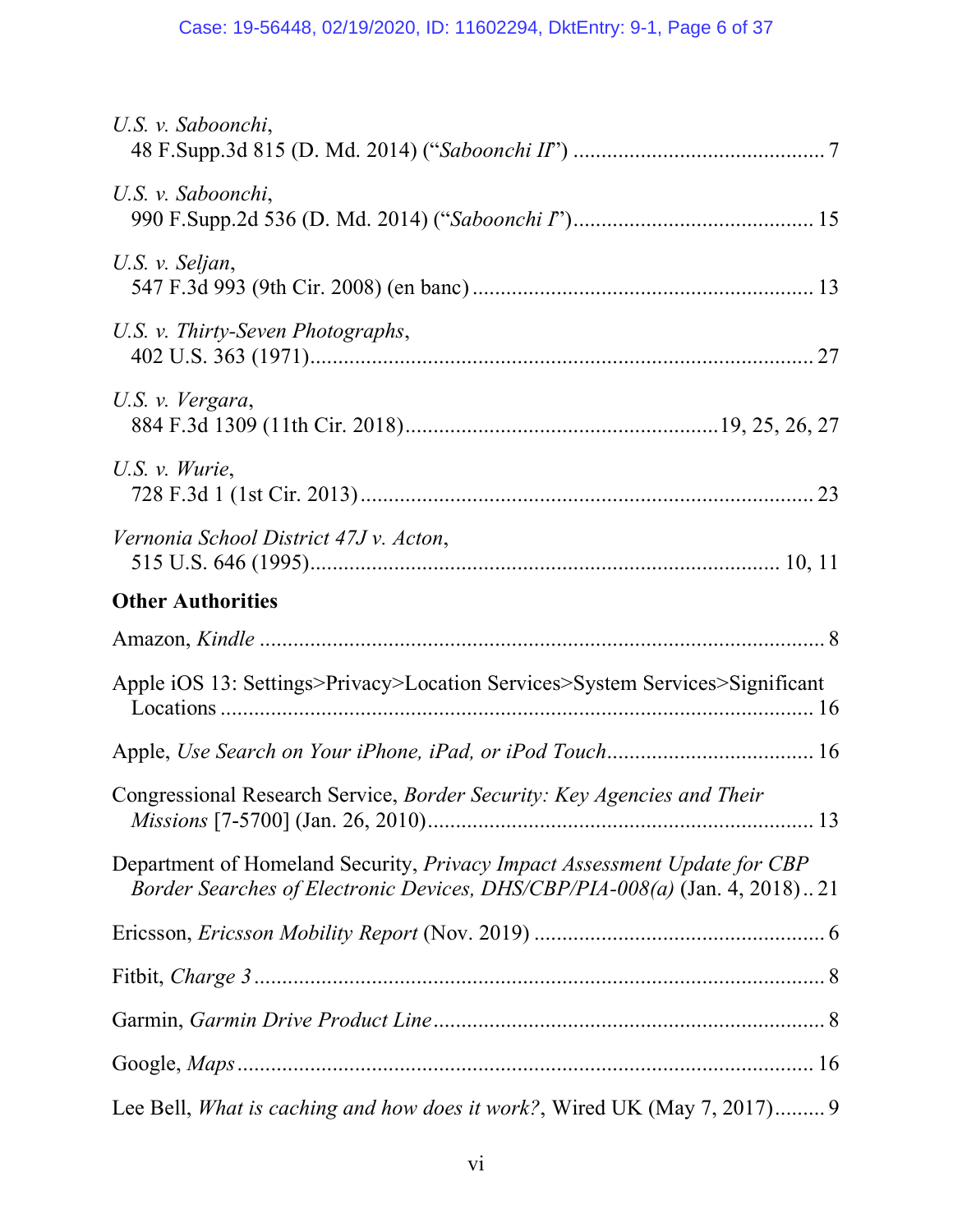*U.S. v. Saboonchi*,
48 F.Supp.3d 815 (D. Md. 2014) ("*Saboonchi II*") ............................................. 7

*U.S. v. Saboonchi*,
990 F.Supp.2d 536 (D. Md. 2014) ("*Saboonchi I*") ........................................... 15

*U.S. v. Seljan*,
547 F.3d 993 (9th Cir. 2008) (en banc) ............................................................ 13

*U.S. v. Thirty-Seven Photographs*,
402 U.S. 363 (1971) .......................................................................................... 27

*U.S. v. Vergara*,
884 F.3d 1309 (11th Cir. 2018) ........................................................ 19, 25, 26, 27

*U.S. v. Wurie*,
728 F.3d 1 (1st Cir. 2013) ................................................................................. 23

*Vernonia School District 47J v. Acton*,
515 U.S. 646 (1995) ...................................................................................... 10, 11

**Other Authorities**

Amazon, *Kindle* ..................................................................................................... 8

Apple iOS 13: Settings>Privacy>Location Services>System Services>Significant Locations ......................................................................................................... 16

Apple, *Use Search on Your iPhone, iPad, or iPod Touch* .................................... 16

Congressional Research Service, *Border Security: Key Agencies and Their Missions* [7-5700] (Jan. 26, 2010) ..................................................................... 13

Department of Homeland Security, *Privacy Impact Assessment Update for CBP Border Searches of Electronic Devices, DHS/CBP/PIA-008(a)* (Jan. 4, 2018) .. 21

Ericsson, *Ericsson Mobility Report* (Nov. 2019) .................................................... 6

Fitbit, *Charge 3* ......................................................................................................... 8

Garmin, *Garmin Drive Product Line* ...................................................................... 8

Google, *Maps* ......................................................................................................... 16

Lee Bell, *What is caching and how does it work?*, Wired UK (May 7, 2017) ......... 9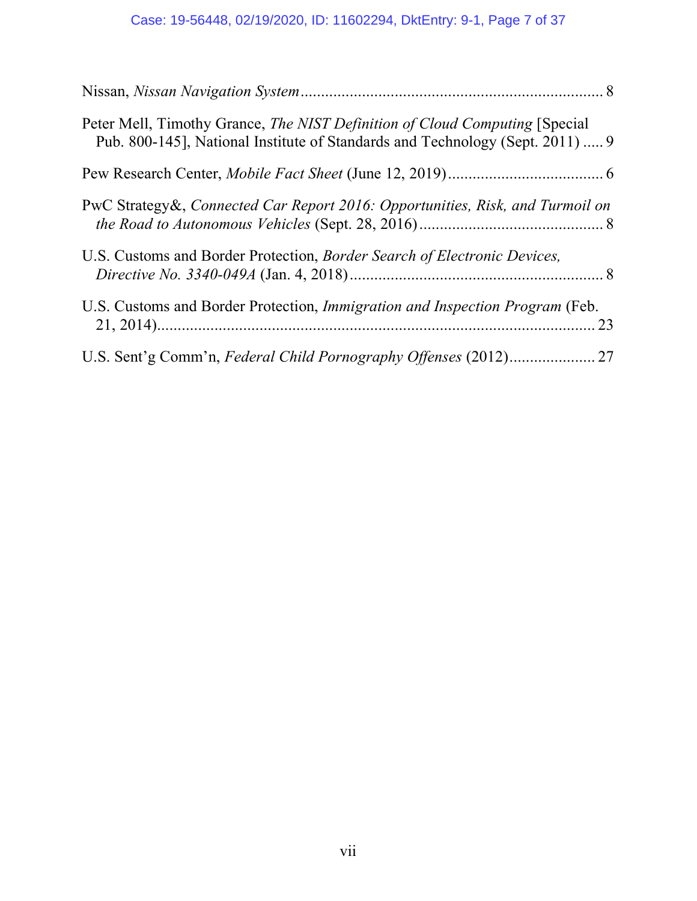Nissan, *Nissan Navigation System* .......................................................................... 8

Peter Mell, Timothy Grance, *The NIST Definition of Cloud Computing* [Special Pub. 800-145], National Institute of Standards and Technology (Sept. 2011) ..... 9

Pew Research Center, *Mobile Fact Sheet* (June 12, 2019) ...................................... 6

PwC Strategy&, *Connected Car Report 2016: Opportunities, Risk, and Turmoil on the Road to Autonomous Vehicles* (Sept. 28, 2016) ............................................ 8

U.S. Customs and Border Protection, *Border Search of Electronic Devices, Directive No. 3340-049A* (Jan. 4, 2018) ............................................................. 8

U.S. Customs and Border Protection, *Immigration and Inspection Program* (Feb. 21, 2014) ......................................................................................................... 23

U.S. Sent'g Comm'n, *Federal Child Pornography Offenses* (2012) ..................... 27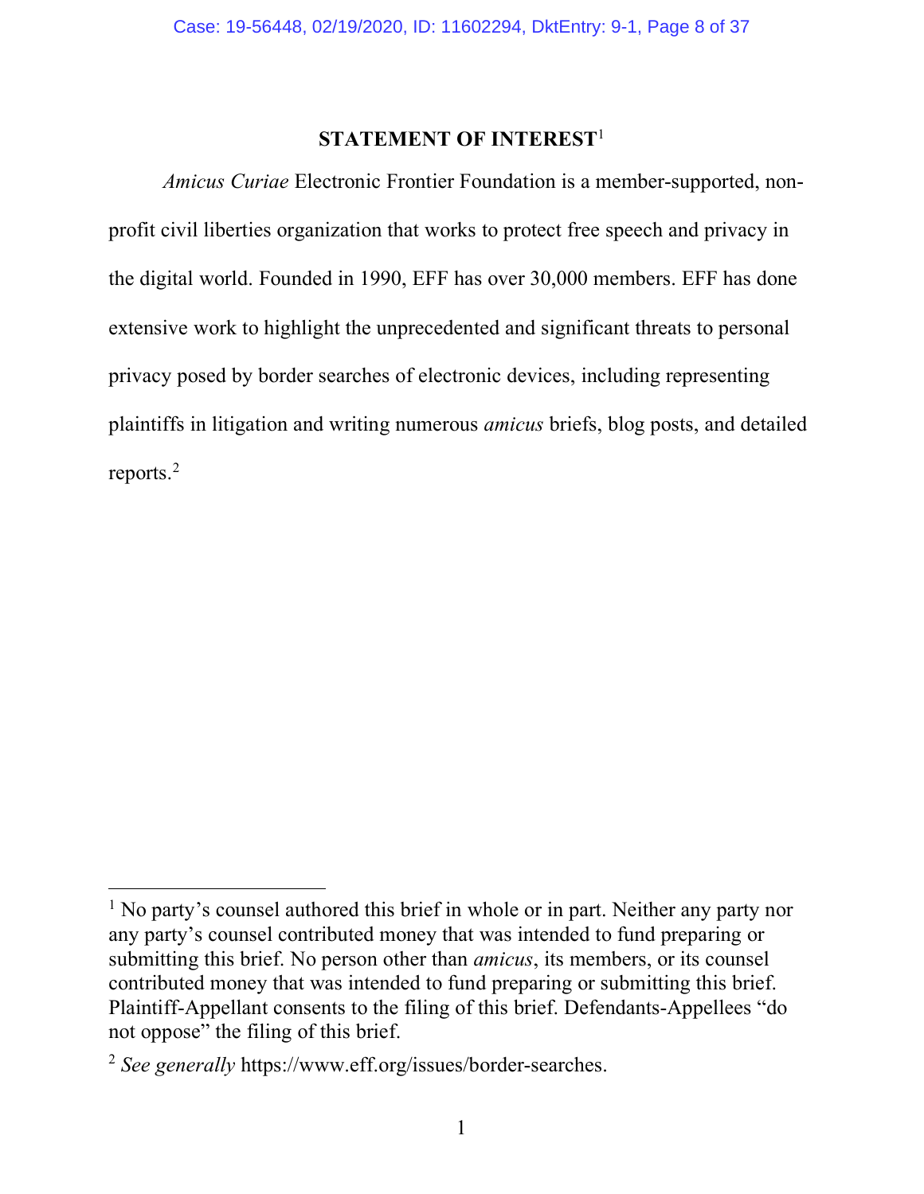## STATEMENT OF INTEREST[1]

*Amicus Curiae* Electronic Frontier Foundation is a member-supported, non-profit civil liberties organization that works to protect free speech and privacy in the digital world. Founded in 1990, EFF has over 30,000 members. EFF has done extensive work to highlight the unprecedented and significant threats to personal privacy posed by border searches of electronic devices, including representing plaintiffs in litigation and writing numerous *amicus* briefs, blog posts, and detailed reports.[2]

---

[1] No party's counsel authored this brief in whole or in part. Neither any party nor any party's counsel contributed money that was intended to fund preparing or submitting this brief. No person other than *amicus*, its members, or its counsel contributed money that was intended to fund preparing or submitting this brief. Plaintiff-Appellant consents to the filing of this brief. Defendants-Appellees "do not oppose" the filing of this brief.

[2] *See generally* https://www.eff.org/issues/border-searches.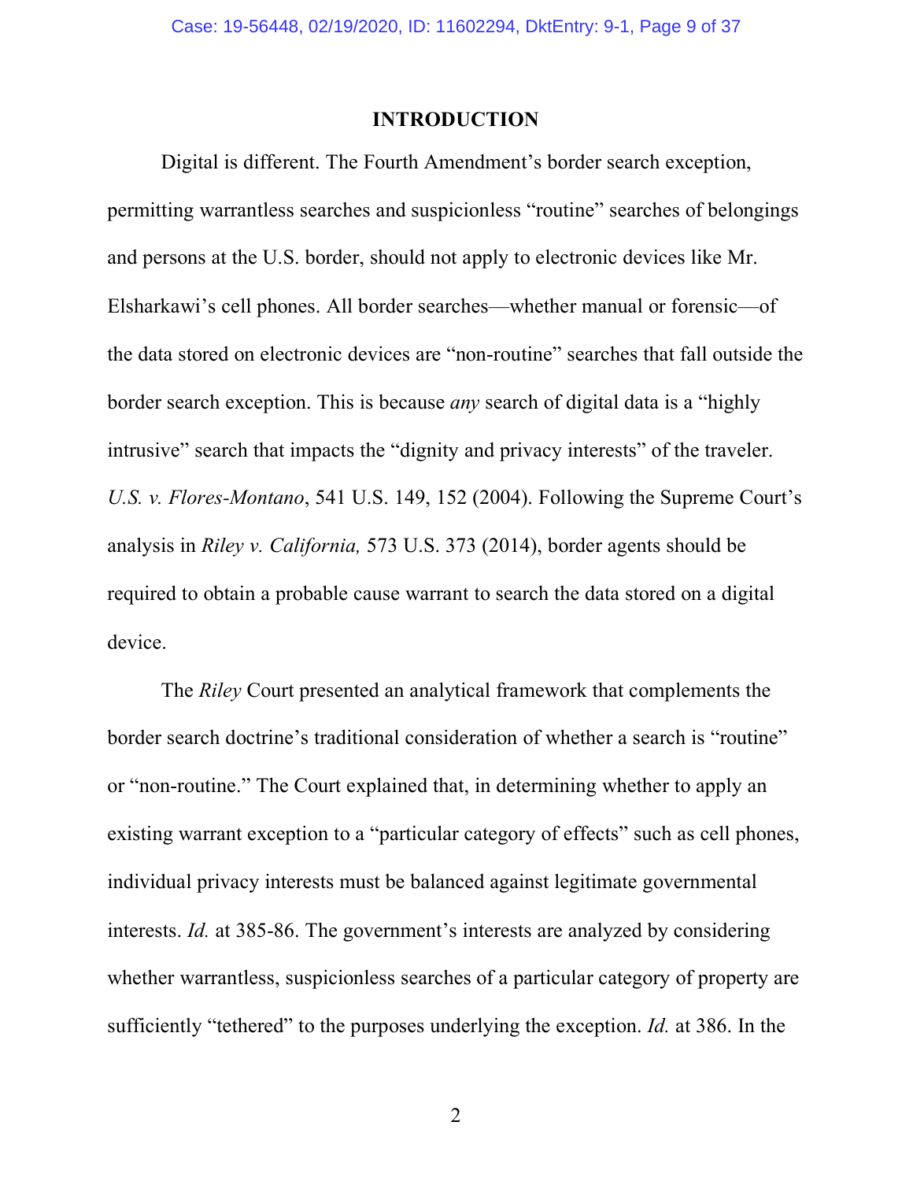# INTRODUCTION

Digital is different. The Fourth Amendment's border search exception, permitting warrantless searches and suspicionless "routine" searches of belongings and persons at the U.S. border, should not apply to electronic devices like Mr. Elsharkawi's cell phones. All border searches—whether manual or forensic—of the data stored on electronic devices are "non-routine" searches that fall outside the border search exception. This is because *any* search of digital data is a "highly intrusive" search that impacts the "dignity and privacy interests" of the traveler. *U.S. v. Flores-Montano*, 541 U.S. 149, 152 (2004). Following the Supreme Court's analysis in *Riley v. California,* 573 U.S. 373 (2014), border agents should be required to obtain a probable cause warrant to search the data stored on a digital device.

The *Riley* Court presented an analytical framework that complements the border search doctrine's traditional consideration of whether a search is "routine" or "non-routine." The Court explained that, in determining whether to apply an existing warrant exception to a "particular category of effects" such as cell phones, individual privacy interests must be balanced against legitimate governmental interests. *Id.* at 385-86. The government's interests are analyzed by considering whether warrantless, suspicionless searches of a particular category of property are sufficiently "tethered" to the purposes underlying the exception. *Id.* at 386. In the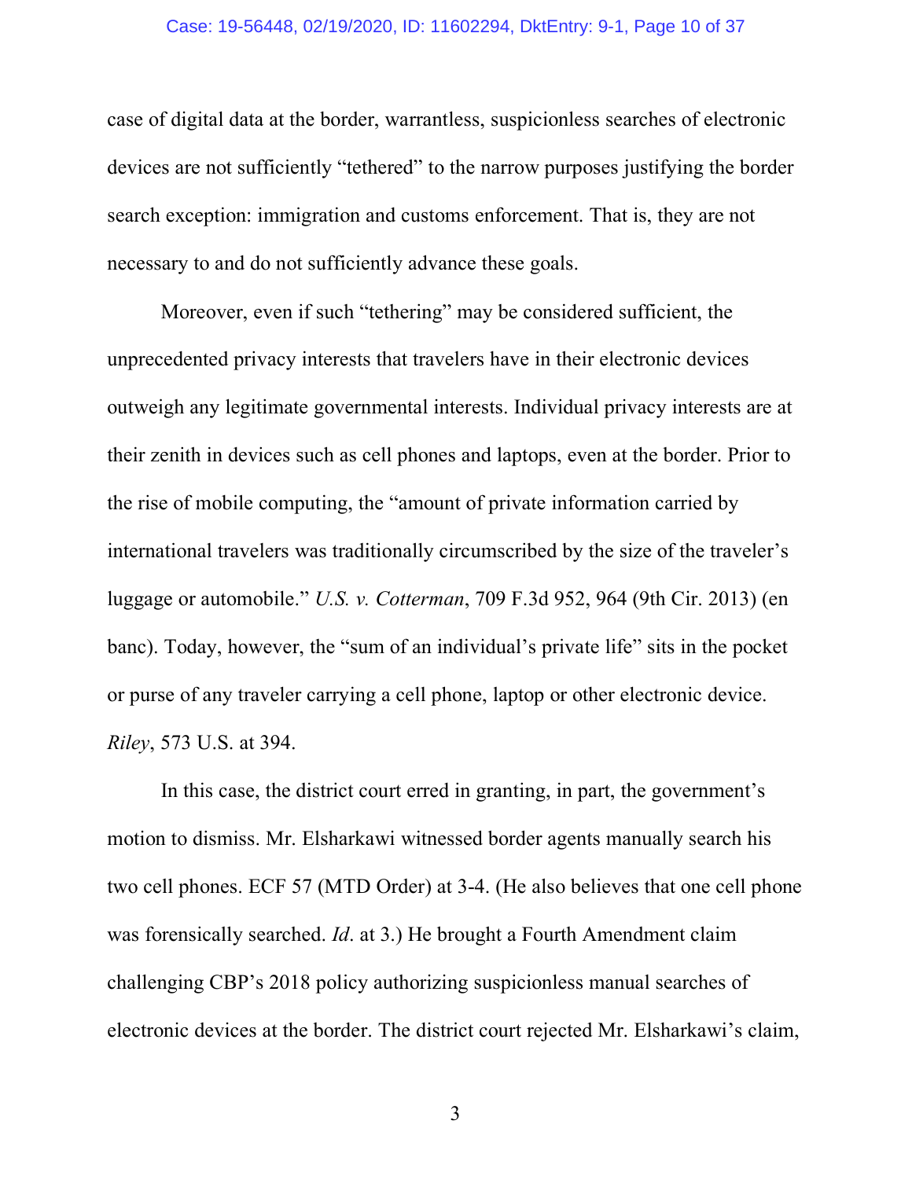case of digital data at the border, warrantless, suspicionless searches of electronic devices are not sufficiently "tethered" to the narrow purposes justifying the border search exception: immigration and customs enforcement. That is, they are not necessary to and do not sufficiently advance these goals.

Moreover, even if such "tethering" may be considered sufficient, the unprecedented privacy interests that travelers have in their electronic devices outweigh any legitimate governmental interests. Individual privacy interests are at their zenith in devices such as cell phones and laptops, even at the border. Prior to the rise of mobile computing, the "amount of private information carried by international travelers was traditionally circumscribed by the size of the traveler's luggage or automobile." *U.S. v. Cotterman*, 709 F.3d 952, 964 (9th Cir. 2013) (en banc). Today, however, the "sum of an individual's private life" sits in the pocket or purse of any traveler carrying a cell phone, laptop or other electronic device. *Riley*, 573 U.S. at 394.

In this case, the district court erred in granting, in part, the government's motion to dismiss. Mr. Elsharkawi witnessed border agents manually search his two cell phones. ECF 57 (MTD Order) at 3-4. (He also believes that one cell phone was forensically searched. *Id*. at 3.) He brought a Fourth Amendment claim challenging CBP's 2018 policy authorizing suspicionless manual searches of electronic devices at the border. The district court rejected Mr. Elsharkawi's claim,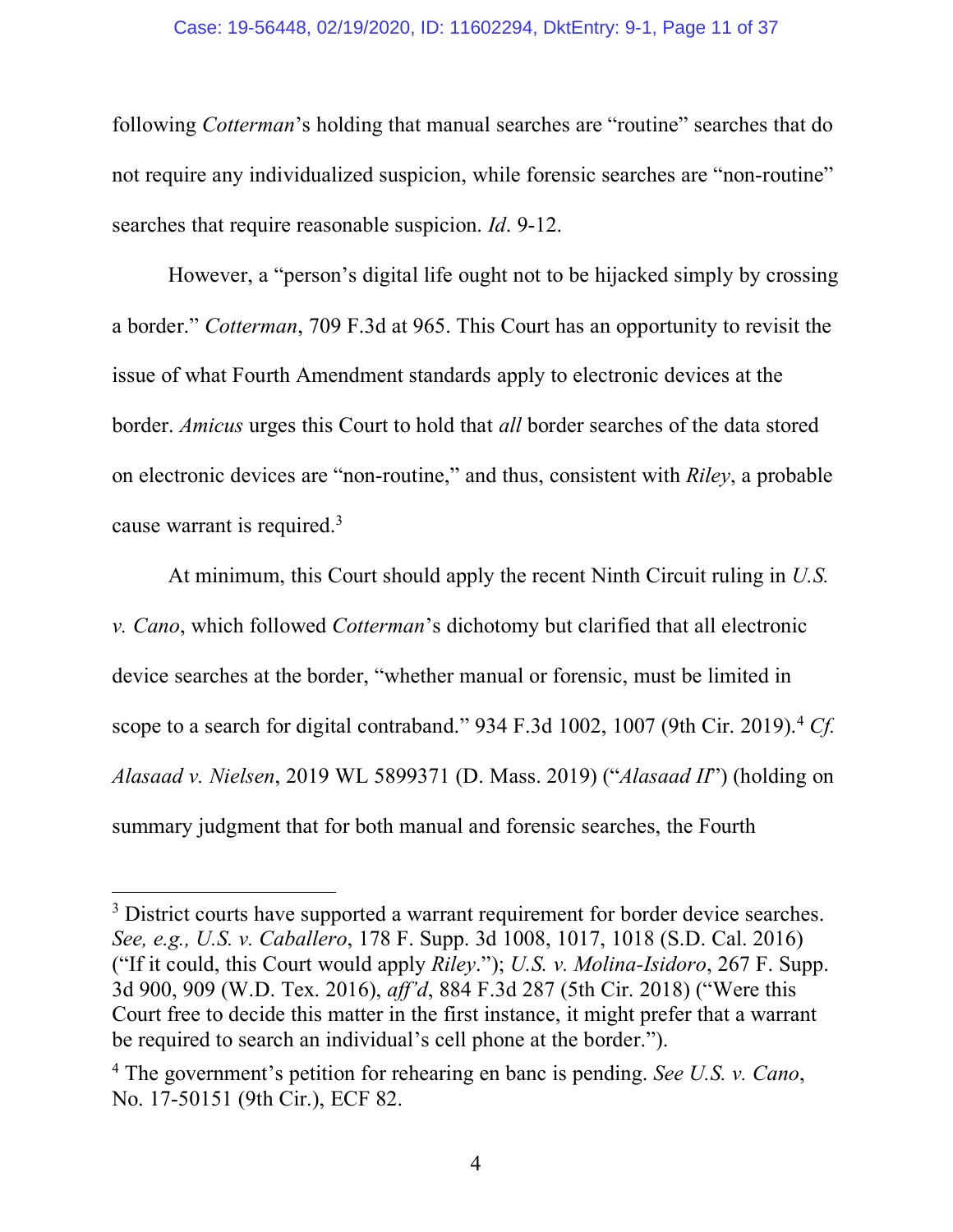following *Cotterman*'s holding that manual searches are "routine" searches that do not require any individualized suspicion, while forensic searches are "non-routine" searches that require reasonable suspicion. *Id*. 9-12.

However, a "person's digital life ought not to be hijacked simply by crossing a border." *Cotterman*, 709 F.3d at 965. This Court has an opportunity to revisit the issue of what Fourth Amendment standards apply to electronic devices at the border. *Amicus* urges this Court to hold that *all* border searches of the data stored on electronic devices are "non-routine," and thus, consistent with *Riley*, a probable cause warrant is required.[3]

At minimum, this Court should apply the recent Ninth Circuit ruling in *U.S. v. Cano*, which followed *Cotterman*'s dichotomy but clarified that all electronic device searches at the border, "whether manual or forensic, must be limited in scope to a search for digital contraband." 934 F.3d 1002, 1007 (9th Cir. 2019).[4] *Cf. Alasaad v. Nielsen*, 2019 WL 5899371 (D. Mass. 2019) ("*Alasaad II*") (holding on summary judgment that for both manual and forensic searches, the Fourth

---

[3] District courts have supported a warrant requirement for border device searches. *See, e.g., U.S. v. Caballero*, 178 F. Supp. 3d 1008, 1017, 1018 (S.D. Cal. 2016) ("If it could, this Court would apply *Riley*."); *U.S. v. Molina-Isidoro*, 267 F. Supp. 3d 900, 909 (W.D. Tex. 2016), *aff'd*, 884 F.3d 287 (5th Cir. 2018) ("Were this Court free to decide this matter in the first instance, it might prefer that a warrant be required to search an individual's cell phone at the border.").

[4] The government's petition for rehearing en banc is pending. *See U.S. v. Cano*, No. 17-50151 (9th Cir.), ECF 82.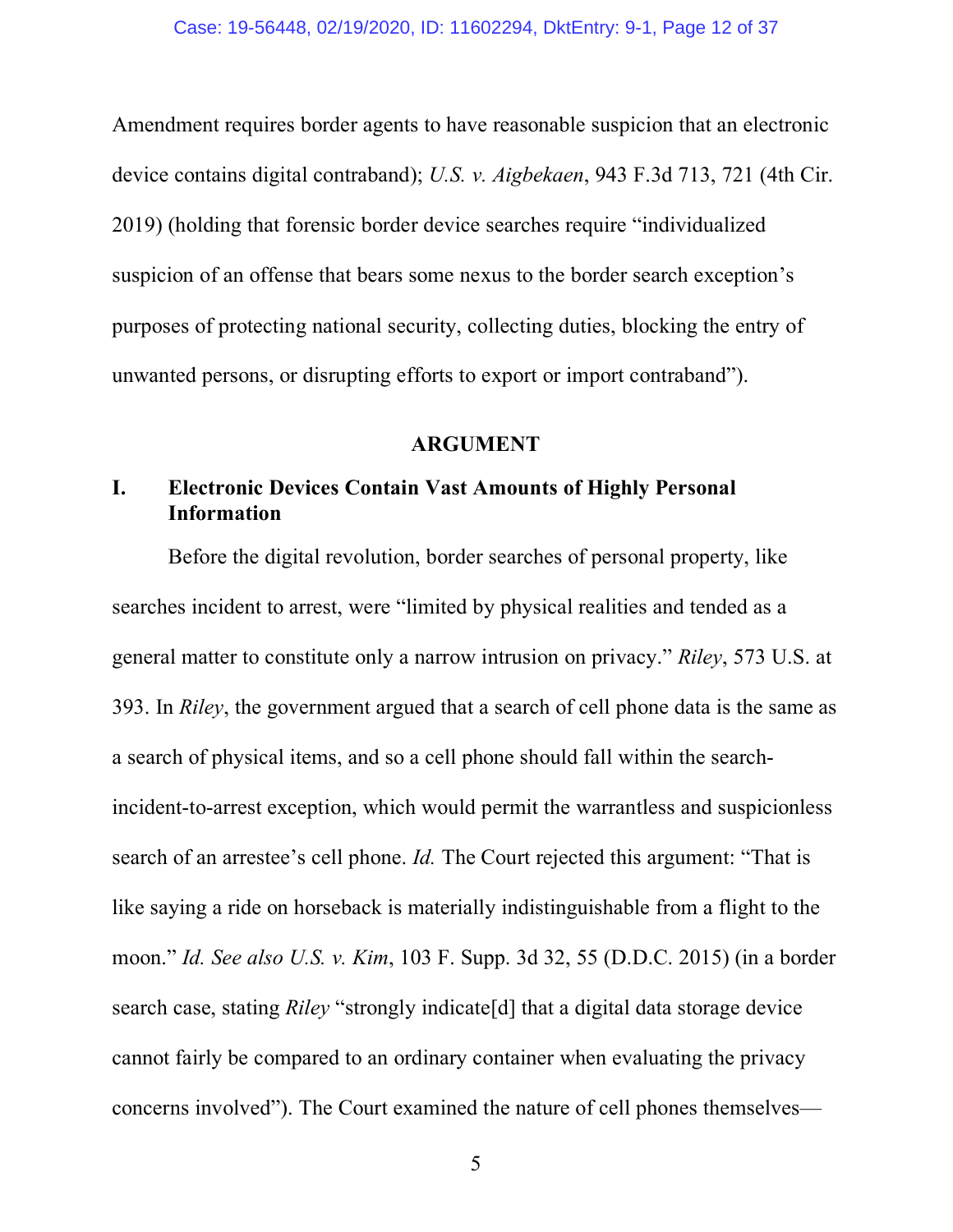Amendment requires border agents to have reasonable suspicion that an electronic device contains digital contraband); *U.S. v. Aigbekaen*, 943 F.3d 713, 721 (4th Cir. 2019) (holding that forensic border device searches require "individualized suspicion of an offense that bears some nexus to the border search exception's purposes of protecting national security, collecting duties, blocking the entry of unwanted persons, or disrupting efforts to export or import contraband").

## ARGUMENT

### I. Electronic Devices Contain Vast Amounts of Highly Personal Information

Before the digital revolution, border searches of personal property, like searches incident to arrest, were "limited by physical realities and tended as a general matter to constitute only a narrow intrusion on privacy." *Riley*, 573 U.S. at 393. In *Riley*, the government argued that a search of cell phone data is the same as a search of physical items, and so a cell phone should fall within the search-incident-to-arrest exception, which would permit the warrantless and suspicionless search of an arrestee's cell phone. *Id.* The Court rejected this argument: "That is like saying a ride on horseback is materially indistinguishable from a flight to the moon." *Id. See also U.S. v. Kim*, 103 F. Supp. 3d 32, 55 (D.D.C. 2015) (in a border search case, stating *Riley* "strongly indicate[d] that a digital data storage device cannot fairly be compared to an ordinary container when evaluating the privacy concerns involved"). The Court examined the nature of cell phones themselves—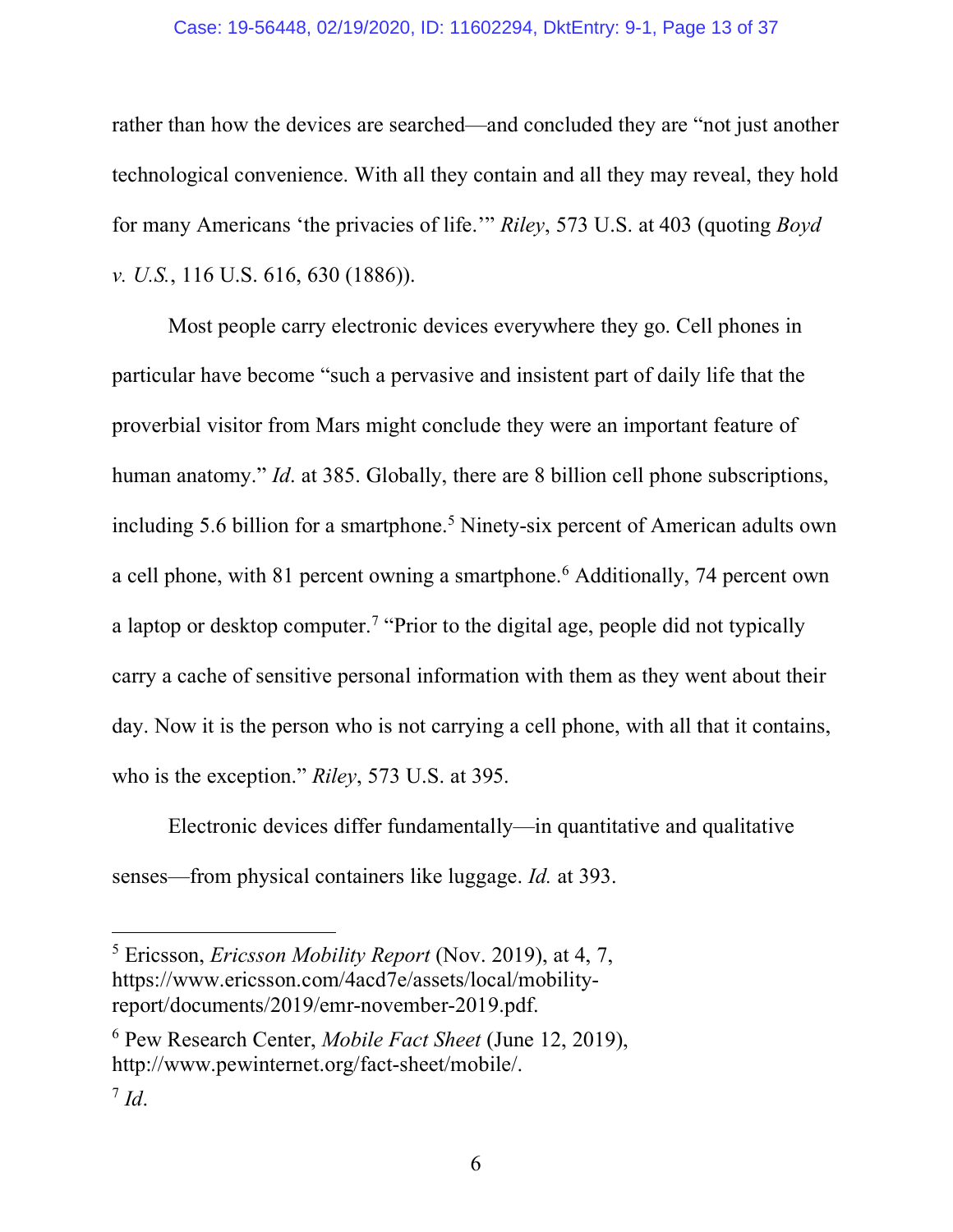rather than how the devices are searched—and concluded they are "not just another technological convenience. With all they contain and all they may reveal, they hold for many Americans 'the privacies of life.'" *Riley*, 573 U.S. at 403 (quoting *Boyd v. U.S.*, 116 U.S. 616, 630 (1886)).

Most people carry electronic devices everywhere they go. Cell phones in particular have become "such a pervasive and insistent part of daily life that the proverbial visitor from Mars might conclude they were an important feature of human anatomy." *Id*. at 385. Globally, there are 8 billion cell phone subscriptions, including 5.6 billion for a smartphone.[5] Ninety-six percent of American adults own a cell phone, with 81 percent owning a smartphone.[6] Additionally, 74 percent own a laptop or desktop computer.[7] "Prior to the digital age, people did not typically carry a cache of sensitive personal information with them as they went about their day. Now it is the person who is not carrying a cell phone, with all that it contains, who is the exception." *Riley*, 573 U.S. at 395.

Electronic devices differ fundamentally—in quantitative and qualitative senses—from physical containers like luggage. *Id.* at 393.

---

[5] Ericsson, *Ericsson Mobility Report* (Nov. 2019), at 4, 7, https://www.ericsson.com/4acd7e/assets/local/mobility-report/documents/2019/emr-november-2019.pdf.

[6] Pew Research Center, *Mobile Fact Sheet* (June 12, 2019), http://www.pewinternet.org/fact-sheet/mobile/.

[7] *Id*.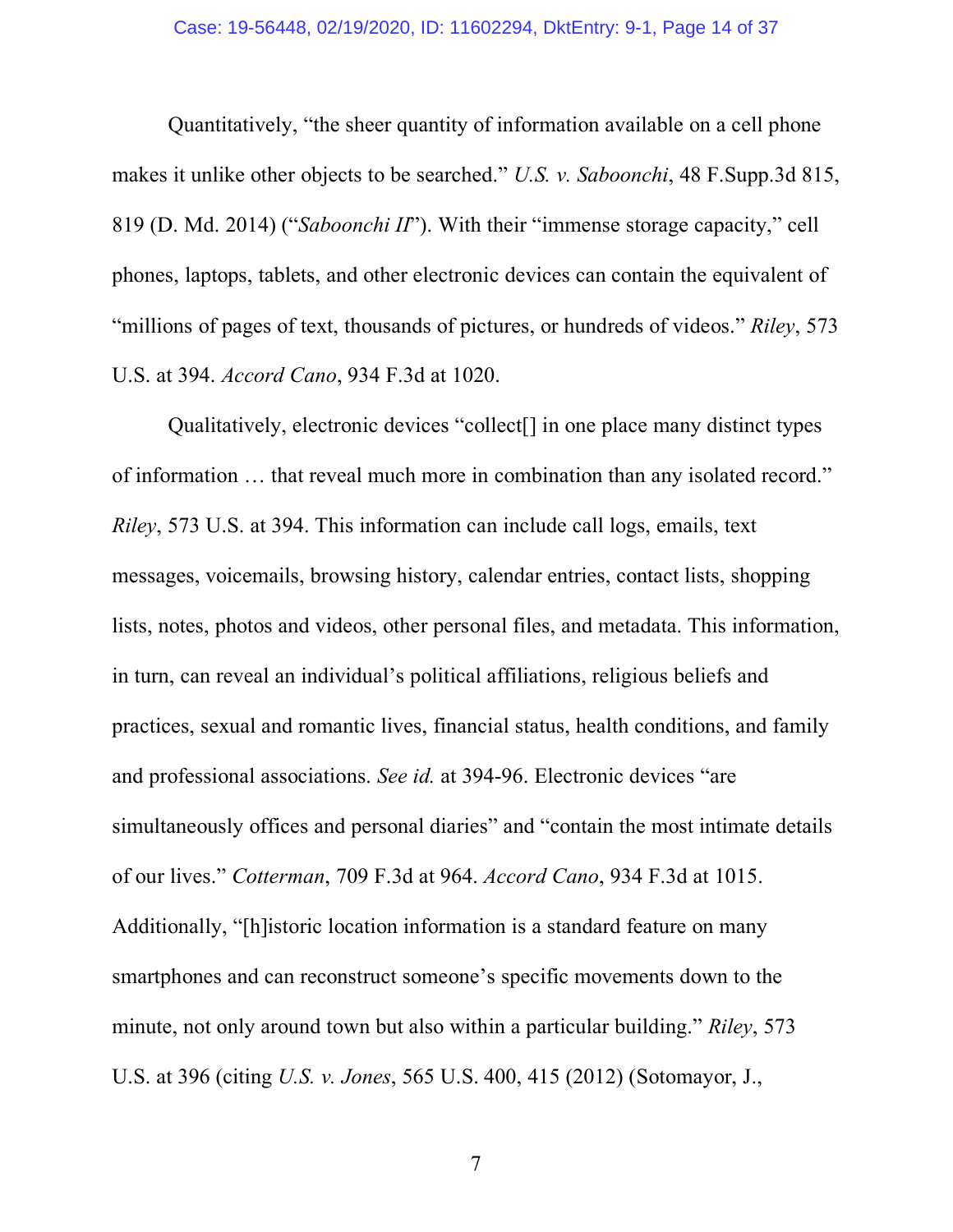Quantitatively, "the sheer quantity of information available on a cell phone makes it unlike other objects to be searched." *U.S. v. Saboonchi*, 48 F.Supp.3d 815, 819 (D. Md. 2014) ("*Saboonchi II*"). With their "immense storage capacity," cell phones, laptops, tablets, and other electronic devices can contain the equivalent of "millions of pages of text, thousands of pictures, or hundreds of videos." *Riley*, 573 U.S. at 394. *Accord Cano*, 934 F.3d at 1020.

Qualitatively, electronic devices "collect[] in one place many distinct types of information … that reveal much more in combination than any isolated record." *Riley*, 573 U.S. at 394. This information can include call logs, emails, text messages, voicemails, browsing history, calendar entries, contact lists, shopping lists, notes, photos and videos, other personal files, and metadata. This information, in turn, can reveal an individual's political affiliations, religious beliefs and practices, sexual and romantic lives, financial status, health conditions, and family and professional associations. *See id.* at 394-96. Electronic devices "are simultaneously offices and personal diaries" and "contain the most intimate details of our lives." *Cotterman*, 709 F.3d at 964. *Accord Cano*, 934 F.3d at 1015. Additionally, "[h]istoric location information is a standard feature on many smartphones and can reconstruct someone's specific movements down to the minute, not only around town but also within a particular building." *Riley*, 573 U.S. at 396 (citing *U.S. v. Jones*, 565 U.S. 400, 415 (2012) (Sotomayor, J.,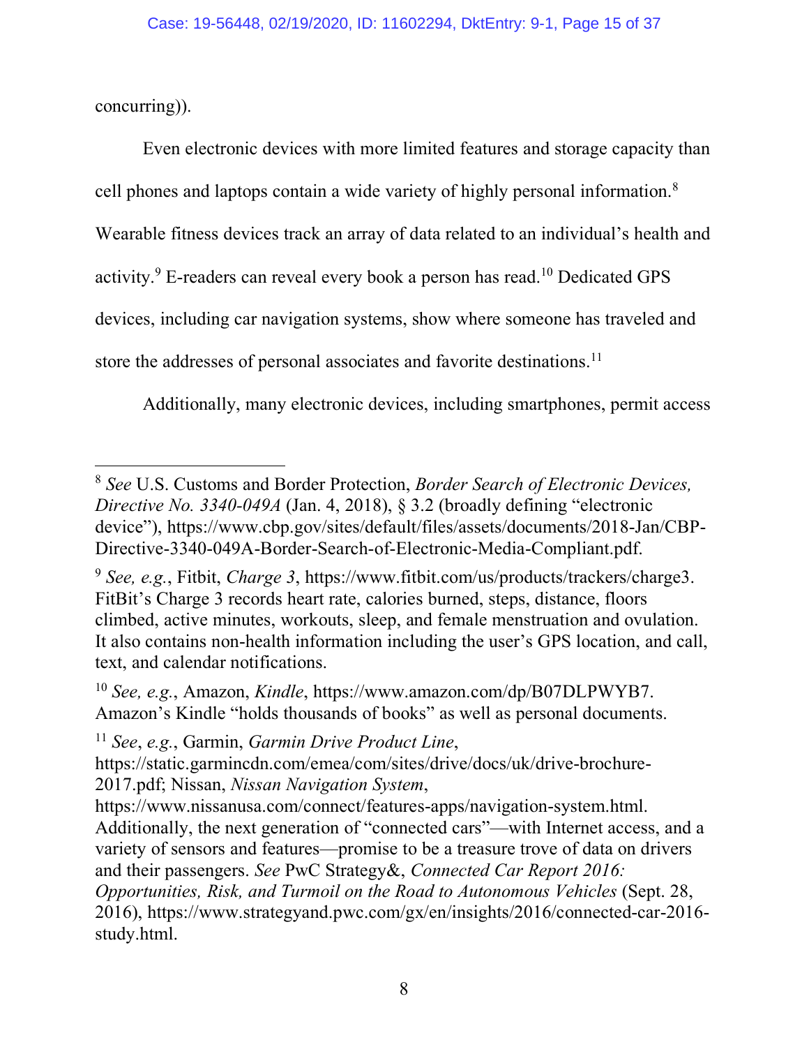concurring)).

Even electronic devices with more limited features and storage capacity than cell phones and laptops contain a wide variety of highly personal information.[8] Wearable fitness devices track an array of data related to an individual's health and activity.[9] E-readers can reveal every book a person has read.[10] Dedicated GPS devices, including car navigation systems, show where someone has traveled and store the addresses of personal associates and favorite destinations.[11]

Additionally, many electronic devices, including smartphones, permit access

---

[8] *See* U.S. Customs and Border Protection, *Border Search of Electronic Devices, Directive No. 3340-049A* (Jan. 4, 2018), § 3.2 (broadly defining "electronic device"), https://www.cbp.gov/sites/default/files/assets/documents/2018-Jan/CBP-Directive-3340-049A-Border-Search-of-Electronic-Media-Compliant.pdf.

[9] *See, e.g.*, Fitbit, *Charge 3*, https://www.fitbit.com/us/products/trackers/charge3. FitBit's Charge 3 records heart rate, calories burned, steps, distance, floors climbed, active minutes, workouts, sleep, and female menstruation and ovulation. It also contains non-health information including the user's GPS location, and call, text, and calendar notifications.

[10] *See, e.g.*, Amazon, *Kindle*, https://www.amazon.com/dp/B07DLPWYB7. Amazon's Kindle "holds thousands of books" as well as personal documents.

[11] *See*, *e.g.*, Garmin, *Garmin Drive Product Line*, https://static.garmincdn.com/emea/com/sites/drive/docs/uk/drive-brochure-2017.pdf; Nissan, *Nissan Navigation System*, https://www.nissanusa.com/connect/features-apps/navigation-system.html. Additionally, the next generation of "connected cars"—with Internet access, and a variety of sensors and features—promise to be a treasure trove of data on drivers and their passengers. *See* PwC Strategy&, *Connected Car Report 2016: Opportunities, Risk, and Turmoil on the Road to Autonomous Vehicles* (Sept. 28, 2016), https://www.strategyand.pwc.com/gx/en/insights/2016/connected-car-2016-study.html.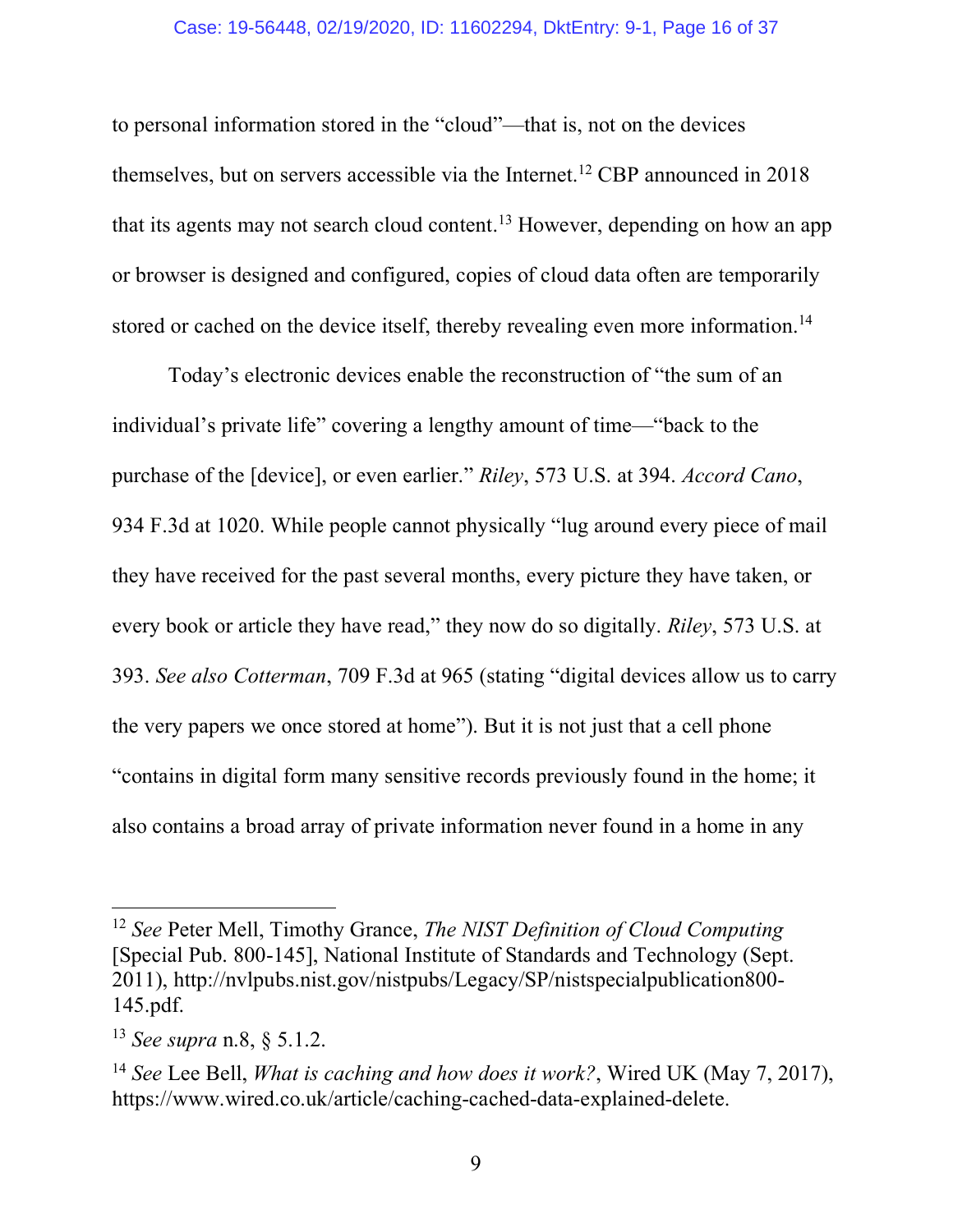to personal information stored in the "cloud"—that is, not on the devices themselves, but on servers accessible via the Internet.[12] CBP announced in 2018 that its agents may not search cloud content.[13] However, depending on how an app or browser is designed and configured, copies of cloud data often are temporarily stored or cached on the device itself, thereby revealing even more information.[14]

Today's electronic devices enable the reconstruction of "the sum of an individual's private life" covering a lengthy amount of time—"back to the purchase of the [device], or even earlier." *Riley*, 573 U.S. at 394. *Accord Cano*, 934 F.3d at 1020. While people cannot physically "lug around every piece of mail they have received for the past several months, every picture they have taken, or every book or article they have read," they now do so digitally. *Riley*, 573 U.S. at 393. *See also Cotterman*, 709 F.3d at 965 (stating "digital devices allow us to carry the very papers we once stored at home"). But it is not just that a cell phone "contains in digital form many sensitive records previously found in the home; it also contains a broad array of private information never found in a home in any

---

[12] *See* Peter Mell, Timothy Grance, *The NIST Definition of Cloud Computing* [Special Pub. 800-145], National Institute of Standards and Technology (Sept. 2011), http://nvlpubs.nist.gov/nistpubs/Legacy/SP/nistspecialpublication800-145.pdf.

[13] *See supra* n.8, § 5.1.2.

[14] *See* Lee Bell, *What is caching and how does it work?*, Wired UK (May 7, 2017), https://www.wired.co.uk/article/caching-cached-data-explained-delete.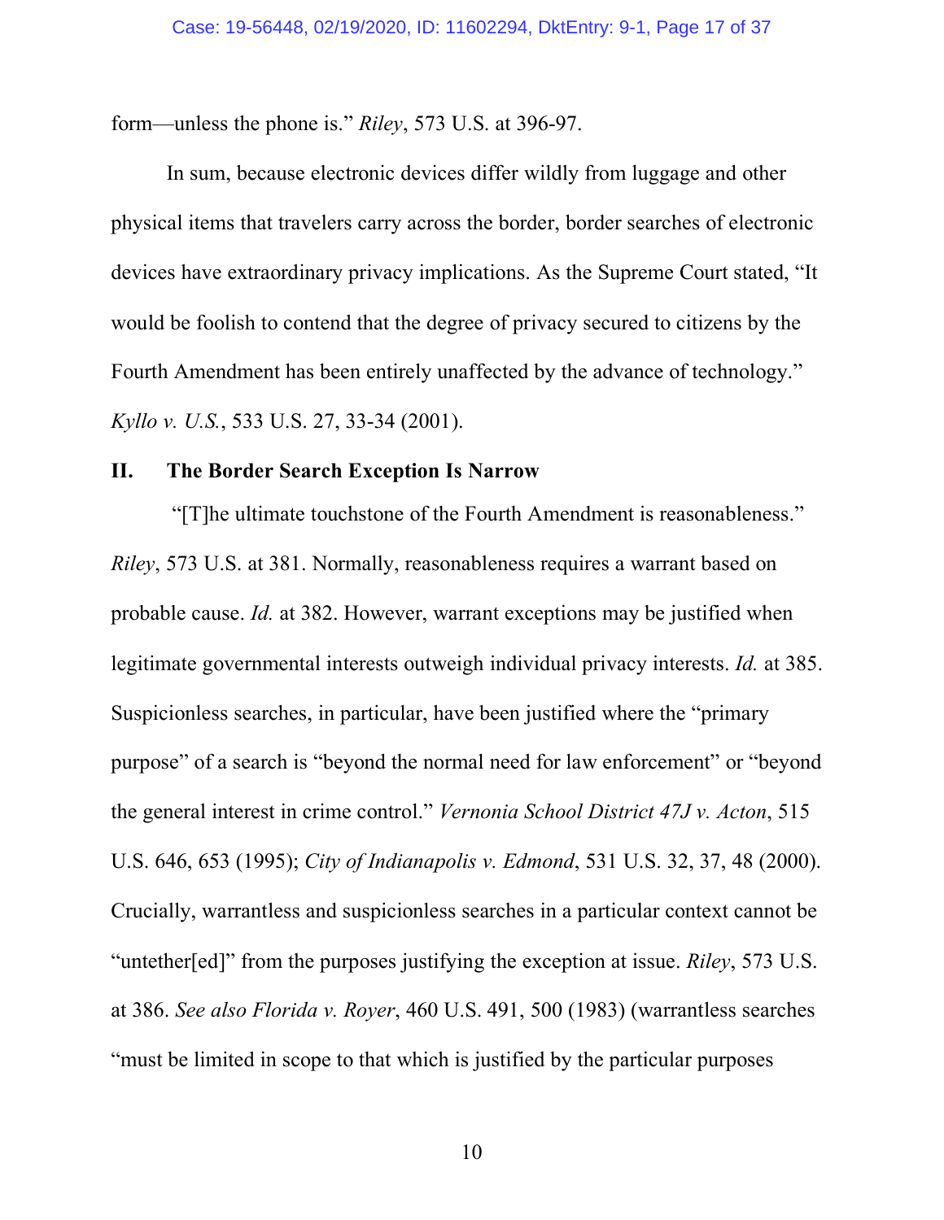form—unless the phone is." *Riley*, 573 U.S. at 396-97.

In sum, because electronic devices differ wildly from luggage and other physical items that travelers carry across the border, border searches of electronic devices have extraordinary privacy implications. As the Supreme Court stated, "It would be foolish to contend that the degree of privacy secured to citizens by the Fourth Amendment has been entirely unaffected by the advance of technology." *Kyllo v. U.S.*, 533 U.S. 27, 33-34 (2001).

## II. The Border Search Exception Is Narrow

"[T]he ultimate touchstone of the Fourth Amendment is reasonableness." *Riley*, 573 U.S. at 381. Normally, reasonableness requires a warrant based on probable cause. *Id.* at 382. However, warrant exceptions may be justified when legitimate governmental interests outweigh individual privacy interests. *Id.* at 385. Suspicionless searches, in particular, have been justified where the "primary purpose" of a search is "beyond the normal need for law enforcement" or "beyond the general interest in crime control." *Vernonia School District 47J v. Acton*, 515 U.S. 646, 653 (1995); *City of Indianapolis v. Edmond*, 531 U.S. 32, 37, 48 (2000). Crucially, warrantless and suspicionless searches in a particular context cannot be "untether[ed]" from the purposes justifying the exception at issue. *Riley*, 573 U.S. at 386. *See also Florida v. Royer*, 460 U.S. 491, 500 (1983) (warrantless searches "must be limited in scope to that which is justified by the particular purposes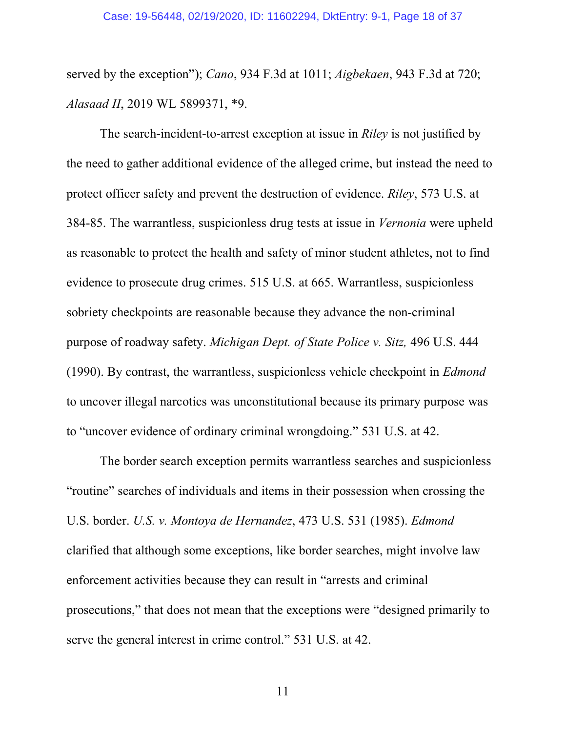served by the exception"); *Cano*, 934 F.3d at 1011; *Aigbekaen*, 943 F.3d at 720; *Alasaad II*, 2019 WL 5899371, *9.

The search-incident-to-arrest exception at issue in *Riley* is not justified by the need to gather additional evidence of the alleged crime, but instead the need to protect officer safety and prevent the destruction of evidence. *Riley*, 573 U.S. at 384-85. The warrantless, suspicionless drug tests at issue in *Vernonia* were upheld as reasonable to protect the health and safety of minor student athletes, not to find evidence to prosecute drug crimes. 515 U.S. at 665. Warrantless, suspicionless sobriety checkpoints are reasonable because they advance the non-criminal purpose of roadway safety. *Michigan Dept. of State Police v. Sitz,* 496 U.S. 444 (1990). By contrast, the warrantless, suspicionless vehicle checkpoint in *Edmond* to uncover illegal narcotics was unconstitutional because its primary purpose was to "uncover evidence of ordinary criminal wrongdoing." 531 U.S. at 42.

The border search exception permits warrantless searches and suspicionless "routine" searches of individuals and items in their possession when crossing the U.S. border. *U.S. v. Montoya de Hernandez*, 473 U.S. 531 (1985). *Edmond* clarified that although some exceptions, like border searches, might involve law enforcement activities because they can result in "arrests and criminal prosecutions," that does not mean that the exceptions were "designed primarily to serve the general interest in crime control." 531 U.S. at 42.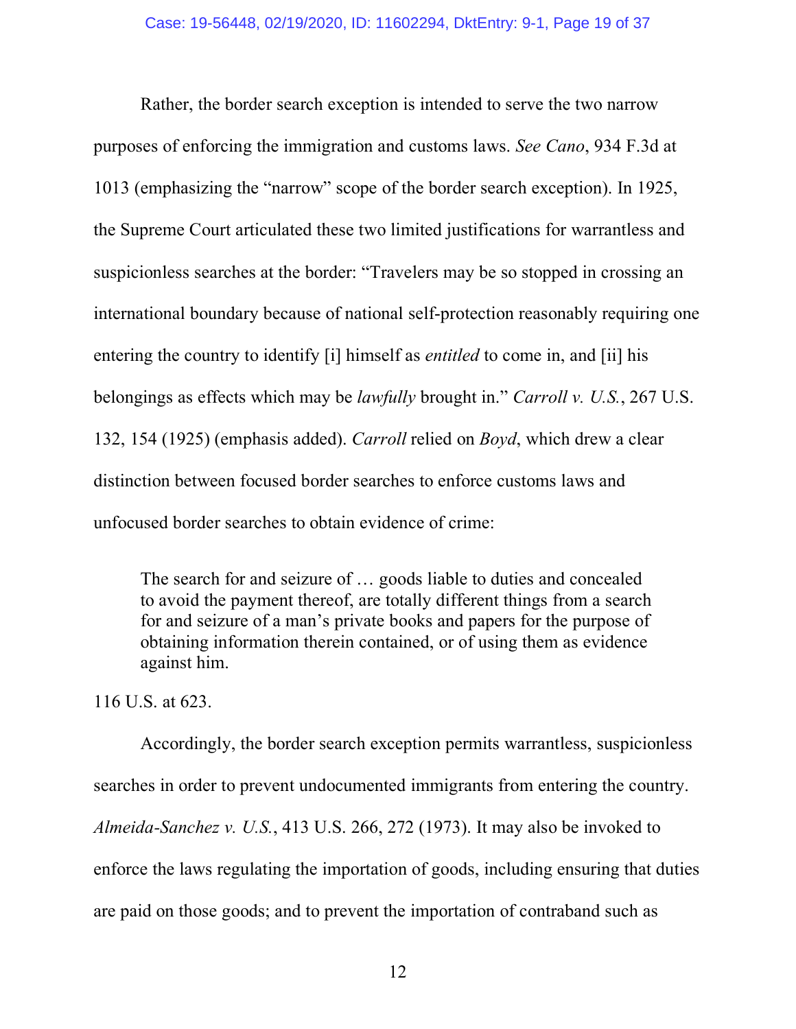Rather, the border search exception is intended to serve the two narrow purposes of enforcing the immigration and customs laws. *See Cano*, 934 F.3d at 1013 (emphasizing the "narrow" scope of the border search exception). In 1925, the Supreme Court articulated these two limited justifications for warrantless and suspicionless searches at the border: "Travelers may be so stopped in crossing an international boundary because of national self-protection reasonably requiring one entering the country to identify [i] himself as *entitled* to come in, and [ii] his belongings as effects which may be *lawfully* brought in." *Carroll v. U.S.*, 267 U.S. 132, 154 (1925) (emphasis added). *Carroll* relied on *Boyd*, which drew a clear distinction between focused border searches to enforce customs laws and unfocused border searches to obtain evidence of crime:

> The search for and seizure of … goods liable to duties and concealed to avoid the payment thereof, are totally different things from a search for and seizure of a man's private books and papers for the purpose of obtaining information therein contained, or of using them as evidence against him.

116 U.S. at 623.

Accordingly, the border search exception permits warrantless, suspicionless searches in order to prevent undocumented immigrants from entering the country. *Almeida-Sanchez v. U.S.*, 413 U.S. 266, 272 (1973). It may also be invoked to enforce the laws regulating the importation of goods, including ensuring that duties are paid on those goods; and to prevent the importation of contraband such as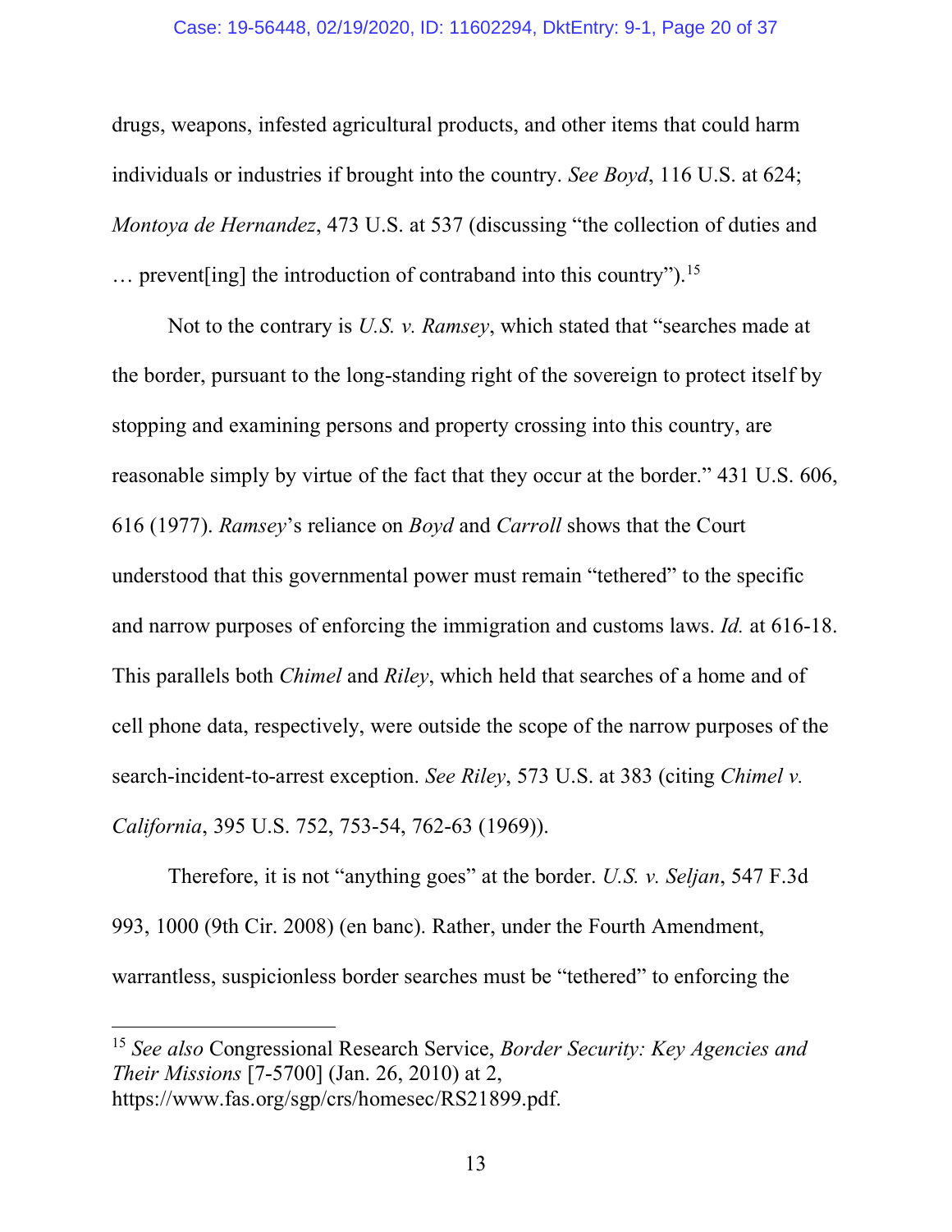drugs, weapons, infested agricultural products, and other items that could harm individuals or industries if brought into the country. *See Boyd*, 116 U.S. at 624; *Montoya de Hernandez*, 473 U.S. at 537 (discussing "the collection of duties and … prevent[ing] the introduction of contraband into this country").[15]

Not to the contrary is *U.S. v. Ramsey*, which stated that "searches made at the border, pursuant to the long-standing right of the sovereign to protect itself by stopping and examining persons and property crossing into this country, are reasonable simply by virtue of the fact that they occur at the border." 431 U.S. 606, 616 (1977). *Ramsey*'s reliance on *Boyd* and *Carroll* shows that the Court understood that this governmental power must remain "tethered" to the specific and narrow purposes of enforcing the immigration and customs laws. *Id.* at 616-18. This parallels both *Chimel* and *Riley*, which held that searches of a home and of cell phone data, respectively, were outside the scope of the narrow purposes of the search-incident-to-arrest exception. *See Riley*, 573 U.S. at 383 (citing *Chimel v. California*, 395 U.S. 752, 753-54, 762-63 (1969)).

Therefore, it is not "anything goes" at the border. *U.S. v. Seljan*, 547 F.3d 993, 1000 (9th Cir. 2008) (en banc). Rather, under the Fourth Amendment, warrantless, suspicionless border searches must be "tethered" to enforcing the

---

[15] *See also* Congressional Research Service, *Border Security: Key Agencies and Their Missions* [7-5700] (Jan. 26, 2010) at 2, https://www.fas.org/sgp/crs/homesec/RS21899.pdf.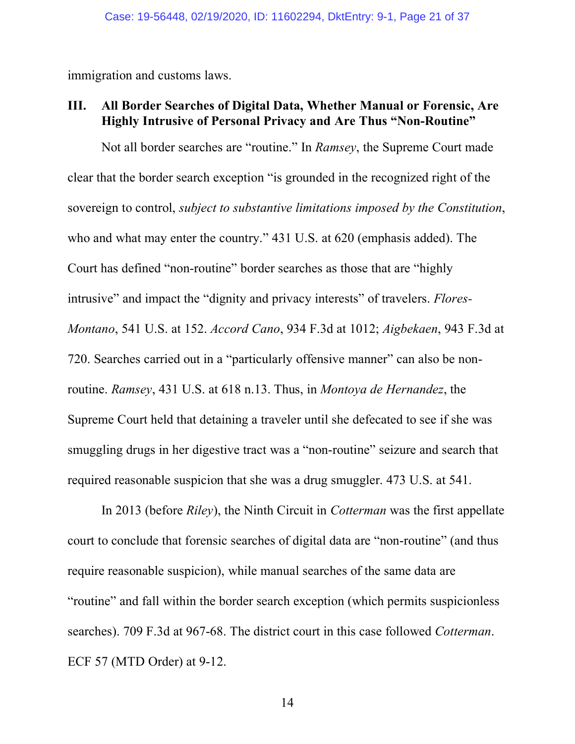immigration and customs laws.

### III. All Border Searches of Digital Data, Whether Manual or Forensic, Are Highly Intrusive of Personal Privacy and Are Thus "Non-Routine"

Not all border searches are "routine." In *Ramsey*, the Supreme Court made clear that the border search exception "is grounded in the recognized right of the sovereign to control, *subject to substantive limitations imposed by the Constitution*, who and what may enter the country." 431 U.S. at 620 (emphasis added). The Court has defined "non-routine" border searches as those that are "highly intrusive" and impact the "dignity and privacy interests" of travelers. *Flores-Montano*, 541 U.S. at 152. *Accord Cano*, 934 F.3d at 1012; *Aigbekaen*, 943 F.3d at 720. Searches carried out in a "particularly offensive manner" can also be non-routine. *Ramsey*, 431 U.S. at 618 n.13. Thus, in *Montoya de Hernandez*, the Supreme Court held that detaining a traveler until she defecated to see if she was smuggling drugs in her digestive tract was a "non-routine" seizure and search that required reasonable suspicion that she was a drug smuggler. 473 U.S. at 541.

In 2013 (before *Riley*), the Ninth Circuit in *Cotterman* was the first appellate court to conclude that forensic searches of digital data are "non-routine" (and thus require reasonable suspicion), while manual searches of the same data are "routine" and fall within the border search exception (which permits suspicionless searches). 709 F.3d at 967-68. The district court in this case followed *Cotterman*. ECF 57 (MTD Order) at 9-12.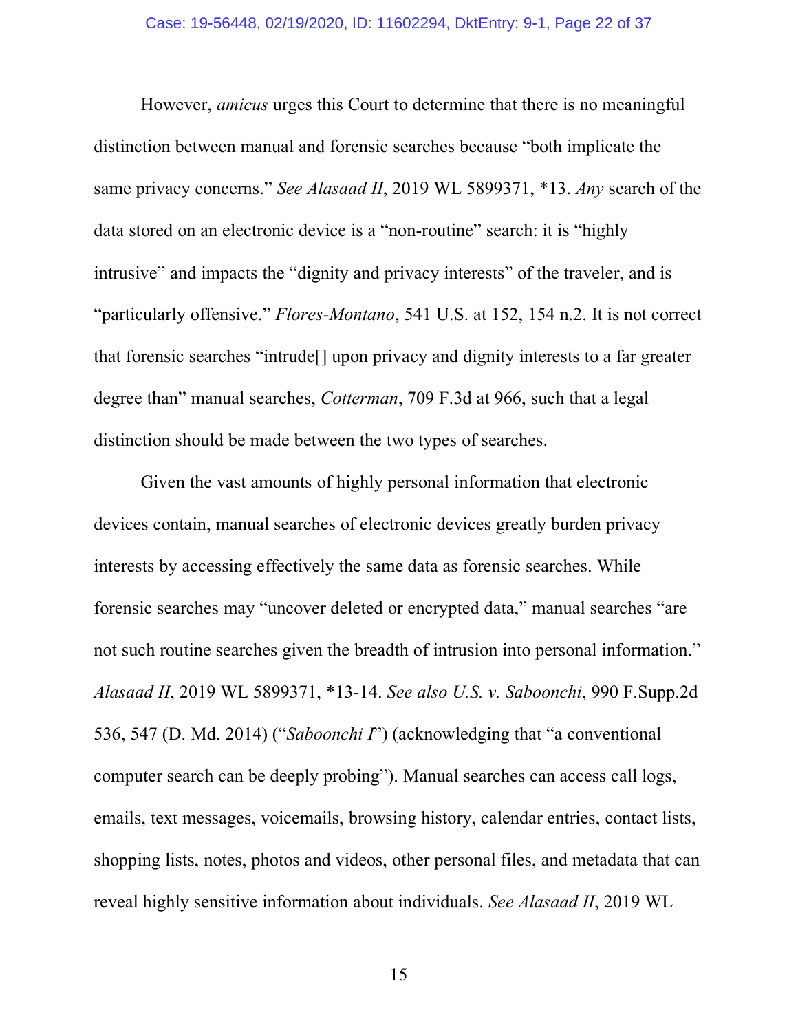However, *amicus* urges this Court to determine that there is no meaningful distinction between manual and forensic searches because "both implicate the same privacy concerns." *See Alasaad II*, 2019 WL 5899371, *13. *Any* search of the data stored on an electronic device is a "non-routine" search: it is "highly intrusive" and impacts the "dignity and privacy interests" of the traveler, and is "particularly offensive." *Flores-Montano*, 541 U.S. at 152, 154 n.2. It is not correct that forensic searches "intrude[] upon privacy and dignity interests to a far greater degree than" manual searches, *Cotterman*, 709 F.3d at 966, such that a legal distinction should be made between the two types of searches.

Given the vast amounts of highly personal information that electronic devices contain, manual searches of electronic devices greatly burden privacy interests by accessing effectively the same data as forensic searches. While forensic searches may "uncover deleted or encrypted data," manual searches "are not such routine searches given the breadth of intrusion into personal information." *Alasaad II*, 2019 WL 5899371, *13-14. *See also U.S. v. Saboonchi*, 990 F.Supp.2d 536, 547 (D. Md. 2014) ("*Saboonchi I*") (acknowledging that "a conventional computer search can be deeply probing"). Manual searches can access call logs, emails, text messages, voicemails, browsing history, calendar entries, contact lists, shopping lists, notes, photos and videos, other personal files, and metadata that can reveal highly sensitive information about individuals. *See Alasaad II*, 2019 WL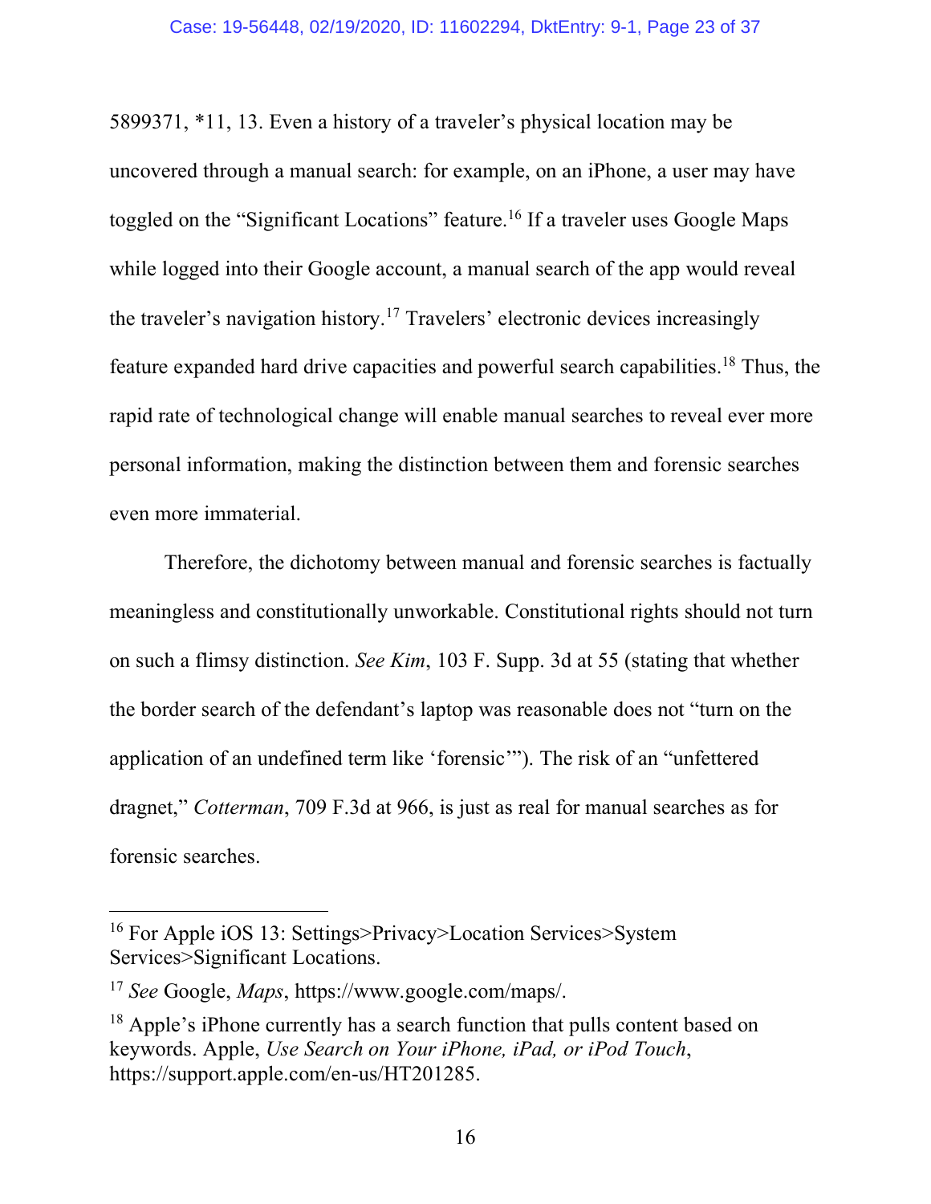5899371, *11, 13. Even a history of a traveler's physical location may be uncovered through a manual search: for example, on an iPhone, a user may have toggled on the "Significant Locations" feature.[16] If a traveler uses Google Maps while logged into their Google account, a manual search of the app would reveal the traveler's navigation history.[17] Travelers' electronic devices increasingly feature expanded hard drive capacities and powerful search capabilities.[18] Thus, the rapid rate of technological change will enable manual searches to reveal ever more personal information, making the distinction between them and forensic searches even more immaterial.

Therefore, the dichotomy between manual and forensic searches is factually meaningless and constitutionally unworkable. Constitutional rights should not turn on such a flimsy distinction. *See Kim*, 103 F. Supp. 3d at 55 (stating that whether the border search of the defendant's laptop was reasonable does not "turn on the application of an undefined term like 'forensic'"). The risk of an "unfettered dragnet," *Cotterman*, 709 F.3d at 966, is just as real for manual searches as for forensic searches.

---

[16] For Apple iOS 13: Settings>Privacy>Location Services>System Services>Significant Locations.

[17] *See* Google, *Maps*, https://www.google.com/maps/.

[18] Apple's iPhone currently has a search function that pulls content based on keywords. Apple, *Use Search on Your iPhone, iPad, or iPod Touch*, https://support.apple.com/en-us/HT201285.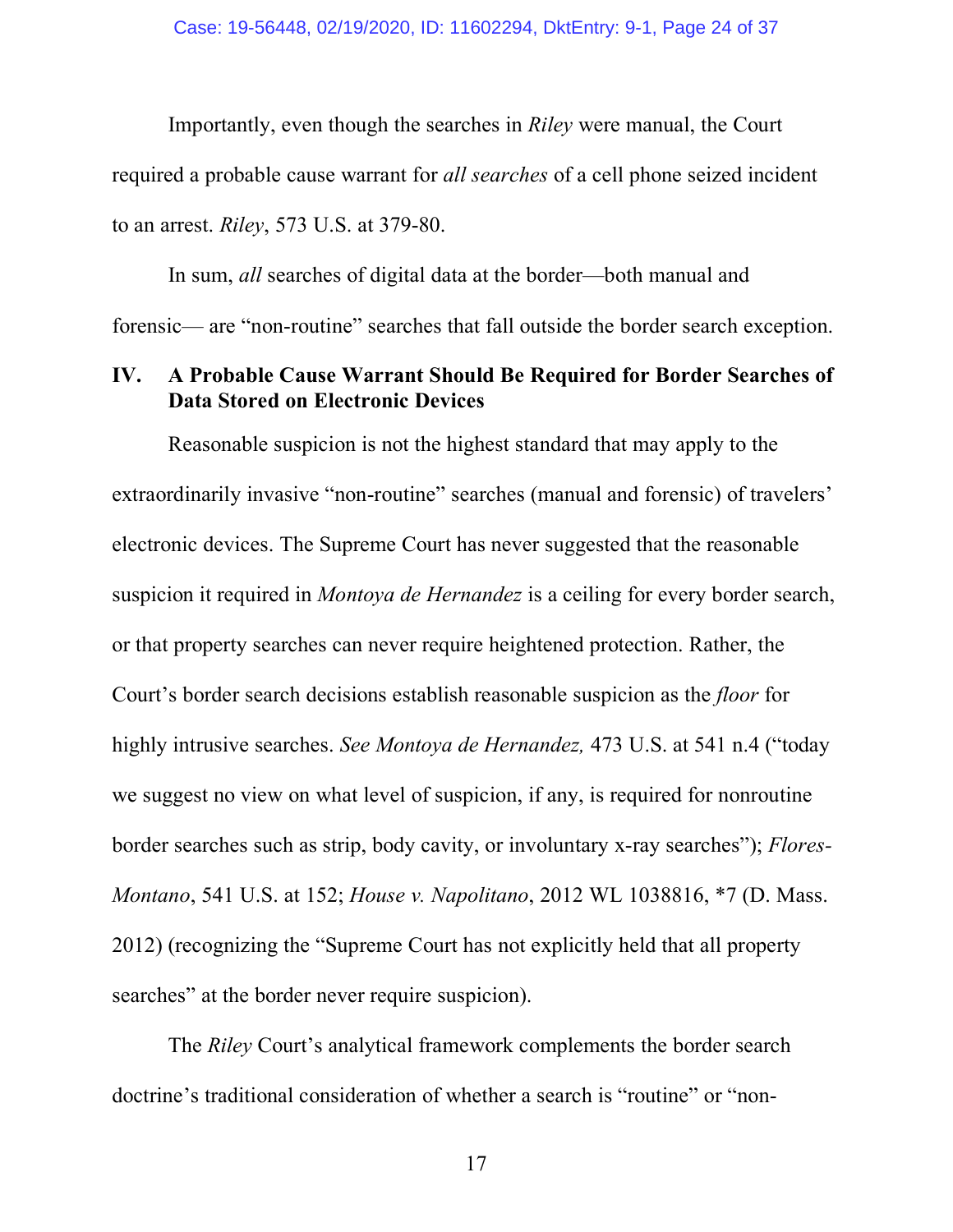Importantly, even though the searches in *Riley* were manual, the Court required a probable cause warrant for *all searches* of a cell phone seized incident to an arrest. *Riley*, 573 U.S. at 379-80.

In sum, *all* searches of digital data at the border—both manual and forensic— are "non-routine" searches that fall outside the border search exception.

## IV. A Probable Cause Warrant Should Be Required for Border Searches of Data Stored on Electronic Devices

Reasonable suspicion is not the highest standard that may apply to the extraordinarily invasive "non-routine" searches (manual and forensic) of travelers' electronic devices. The Supreme Court has never suggested that the reasonable suspicion it required in *Montoya de Hernandez* is a ceiling for every border search, or that property searches can never require heightened protection. Rather, the Court's border search decisions establish reasonable suspicion as the *floor* for highly intrusive searches. *See Montoya de Hernandez,* 473 U.S. at 541 n.4 ("today we suggest no view on what level of suspicion, if any, is required for nonroutine border searches such as strip, body cavity, or involuntary x-ray searches"); *Flores-Montano*, 541 U.S. at 152; *House v. Napolitano*, 2012 WL 1038816, *7 (D. Mass. 2012) (recognizing the "Supreme Court has not explicitly held that all property searches" at the border never require suspicion).

The *Riley* Court's analytical framework complements the border search doctrine's traditional consideration of whether a search is "routine" or "non-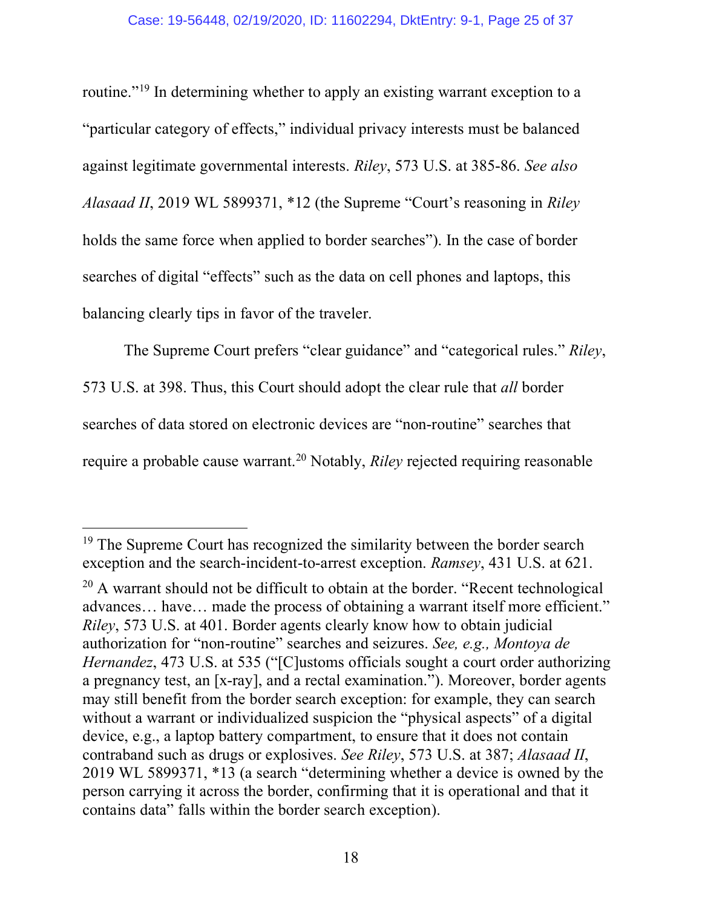routine."[19] In determining whether to apply an existing warrant exception to a "particular category of effects," individual privacy interests must be balanced against legitimate governmental interests. *Riley*, 573 U.S. at 385-86. *See also Alasaad II*, 2019 WL 5899371, *12 (the Supreme "Court's reasoning in *Riley* holds the same force when applied to border searches"). In the case of border searches of digital "effects" such as the data on cell phones and laptops, this balancing clearly tips in favor of the traveler.

The Supreme Court prefers "clear guidance" and "categorical rules." *Riley*, 573 U.S. at 398. Thus, this Court should adopt the clear rule that *all* border searches of data stored on electronic devices are "non-routine" searches that require a probable cause warrant.[20] Notably, *Riley* rejected requiring reasonable

---

[19] The Supreme Court has recognized the similarity between the border search exception and the search-incident-to-arrest exception. *Ramsey*, 431 U.S. at 621.

[20] A warrant should not be difficult to obtain at the border. "Recent technological advances… have… made the process of obtaining a warrant itself more efficient." *Riley*, 573 U.S. at 401. Border agents clearly know how to obtain judicial authorization for "non-routine" searches and seizures. *See, e.g., Montoya de Hernandez*, 473 U.S. at 535 ("[C]ustoms officials sought a court order authorizing a pregnancy test, an [x-ray], and a rectal examination."). Moreover, border agents may still benefit from the border search exception: for example, they can search without a warrant or individualized suspicion the "physical aspects" of a digital device, e.g., a laptop battery compartment, to ensure that it does not contain contraband such as drugs or explosives. *See Riley*, 573 U.S. at 387; *Alasaad II*, 2019 WL 5899371, *13 (a search "determining whether a device is owned by the person carrying it across the border, confirming that it is operational and that it contains data" falls within the border search exception).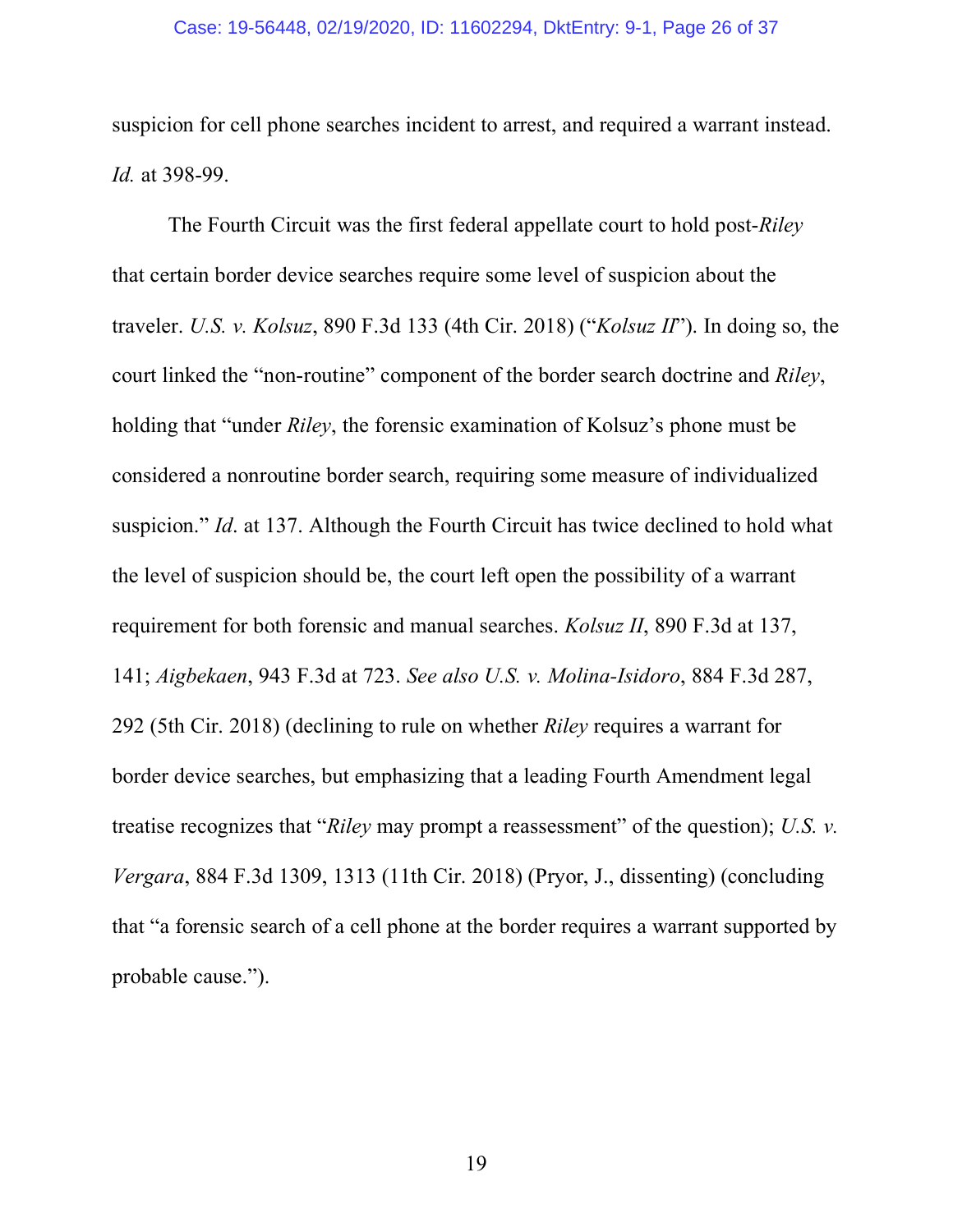suspicion for cell phone searches incident to arrest, and required a warrant instead. *Id.* at 398-99.

The Fourth Circuit was the first federal appellate court to hold post-*Riley* that certain border device searches require some level of suspicion about the traveler. *U.S. v. Kolsuz*, 890 F.3d 133 (4th Cir. 2018) ("*Kolsuz II*"). In doing so, the court linked the "non-routine" component of the border search doctrine and *Riley*, holding that "under *Riley*, the forensic examination of Kolsuz's phone must be considered a nonroutine border search, requiring some measure of individualized suspicion." *Id*. at 137. Although the Fourth Circuit has twice declined to hold what the level of suspicion should be, the court left open the possibility of a warrant requirement for both forensic and manual searches. *Kolsuz II*, 890 F.3d at 137, 141; *Aigbekaen*, 943 F.3d at 723. *See also U.S. v. Molina-Isidoro*, 884 F.3d 287, 292 (5th Cir. 2018) (declining to rule on whether *Riley* requires a warrant for border device searches, but emphasizing that a leading Fourth Amendment legal treatise recognizes that "*Riley* may prompt a reassessment" of the question); *U.S. v. Vergara*, 884 F.3d 1309, 1313 (11th Cir. 2018) (Pryor, J., dissenting) (concluding that "a forensic search of a cell phone at the border requires a warrant supported by probable cause.").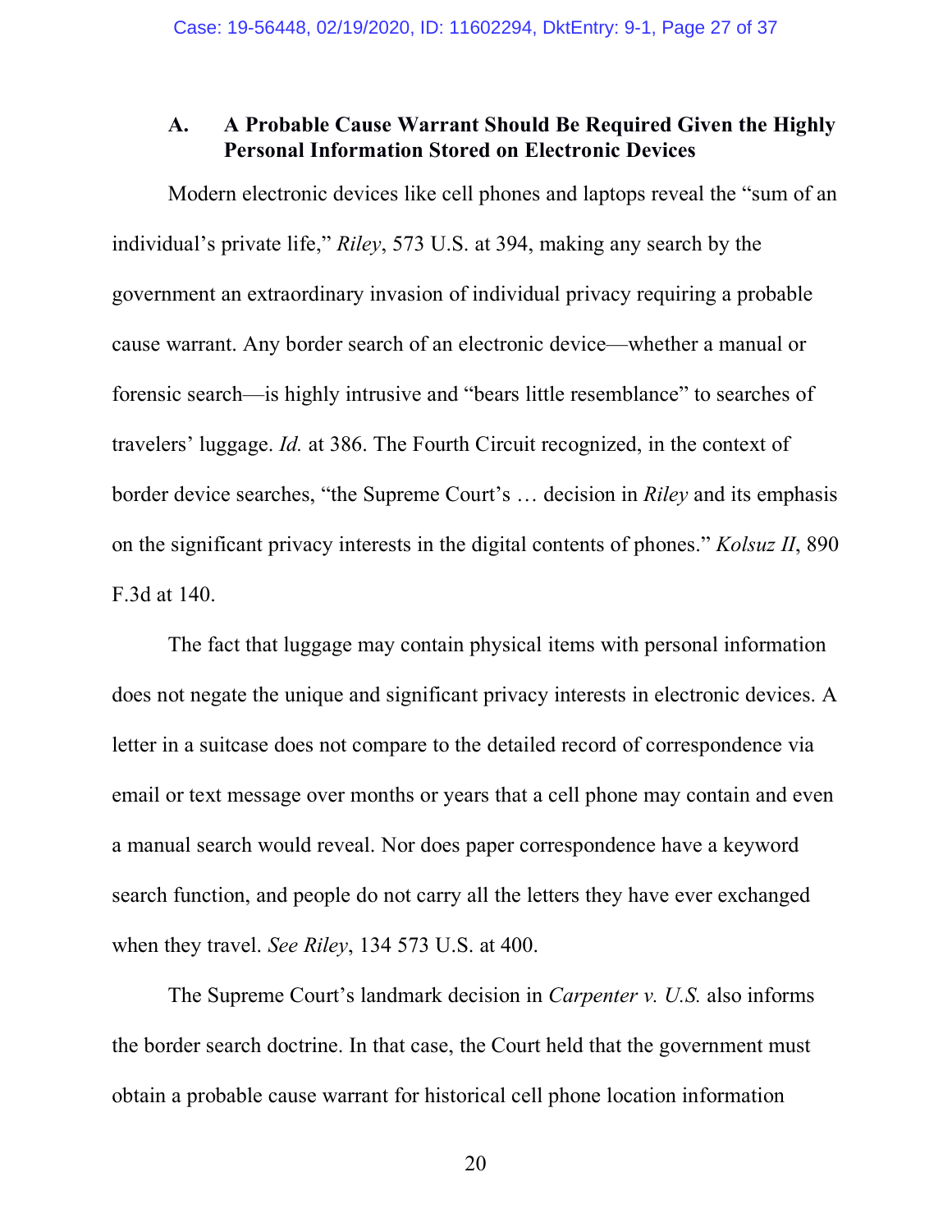### A. A Probable Cause Warrant Should Be Required Given the Highly Personal Information Stored on Electronic Devices

Modern electronic devices like cell phones and laptops reveal the "sum of an individual's private life," *Riley*, 573 U.S. at 394, making any search by the government an extraordinary invasion of individual privacy requiring a probable cause warrant. Any border search of an electronic device—whether a manual or forensic search—is highly intrusive and "bears little resemblance" to searches of travelers' luggage. *Id.* at 386. The Fourth Circuit recognized, in the context of border device searches, "the Supreme Court's … decision in *Riley* and its emphasis on the significant privacy interests in the digital contents of phones." *Kolsuz II*, 890 F.3d at 140.

The fact that luggage may contain physical items with personal information does not negate the unique and significant privacy interests in electronic devices. A letter in a suitcase does not compare to the detailed record of correspondence via email or text message over months or years that a cell phone may contain and even a manual search would reveal. Nor does paper correspondence have a keyword search function, and people do not carry all the letters they have ever exchanged when they travel. *See Riley*, 134 573 U.S. at 400.

The Supreme Court's landmark decision in *Carpenter v. U.S.* also informs the border search doctrine. In that case, the Court held that the government must obtain a probable cause warrant for historical cell phone location information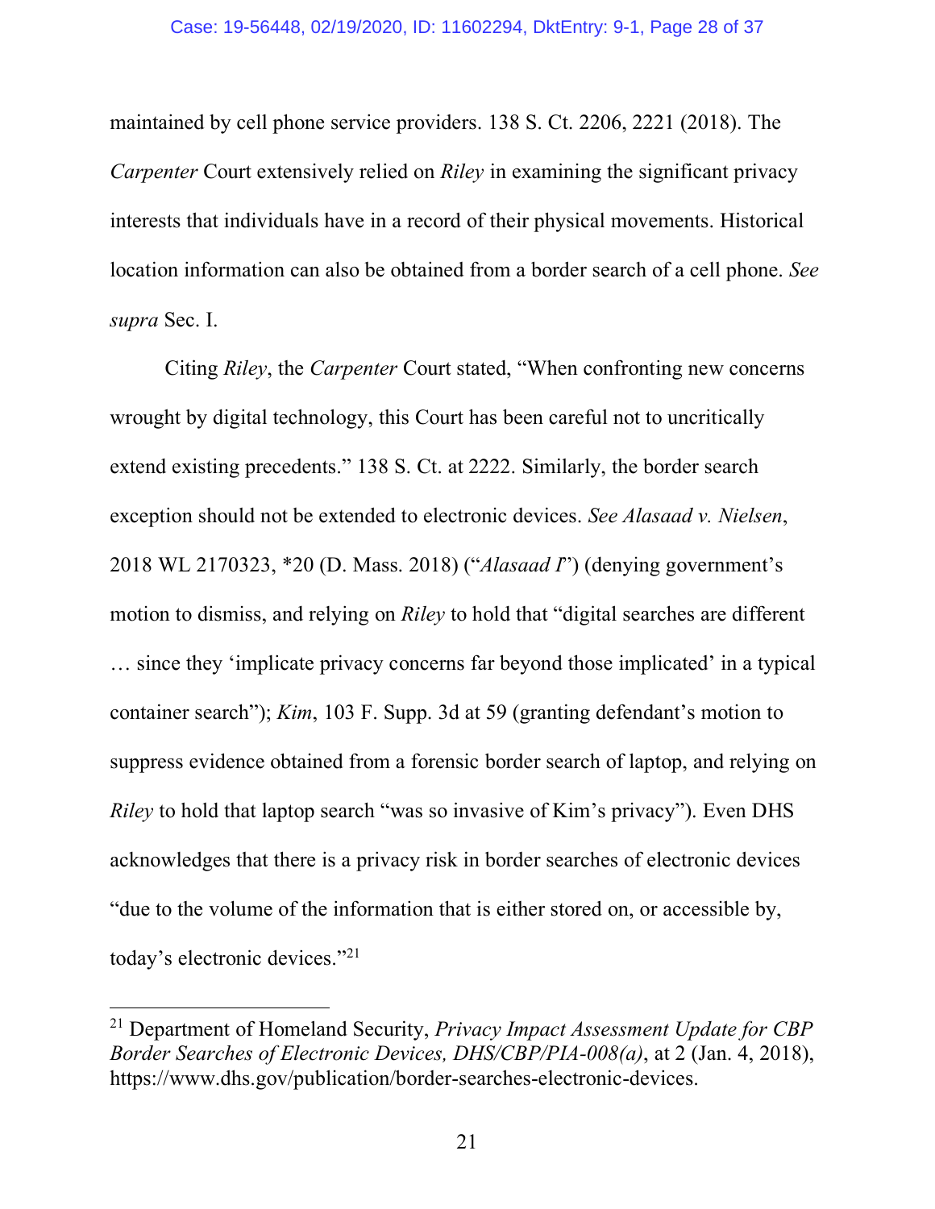maintained by cell phone service providers. 138 S. Ct. 2206, 2221 (2018). The *Carpenter* Court extensively relied on *Riley* in examining the significant privacy interests that individuals have in a record of their physical movements. Historical location information can also be obtained from a border search of a cell phone. *See supra* Sec. I.

Citing *Riley*, the *Carpenter* Court stated, "When confronting new concerns wrought by digital technology, this Court has been careful not to uncritically extend existing precedents." 138 S. Ct. at 2222. Similarly, the border search exception should not be extended to electronic devices. *See Alasaad v. Nielsen*, 2018 WL 2170323, *20 (D. Mass. 2018) ("*Alasaad I*") (denying government's motion to dismiss, and relying on *Riley* to hold that "digital searches are different … since they 'implicate privacy concerns far beyond those implicated' in a typical container search"); *Kim*, 103 F. Supp. 3d at 59 (granting defendant's motion to suppress evidence obtained from a forensic border search of laptop, and relying on *Riley* to hold that laptop search "was so invasive of Kim's privacy"). Even DHS acknowledges that there is a privacy risk in border searches of electronic devices "due to the volume of the information that is either stored on, or accessible by, today's electronic devices."[21]

---

[21] Department of Homeland Security, *Privacy Impact Assessment Update for CBP Border Searches of Electronic Devices, DHS/CBP/PIA-008(a)*, at 2 (Jan. 4, 2018), https://www.dhs.gov/publication/border-searches-electronic-devices.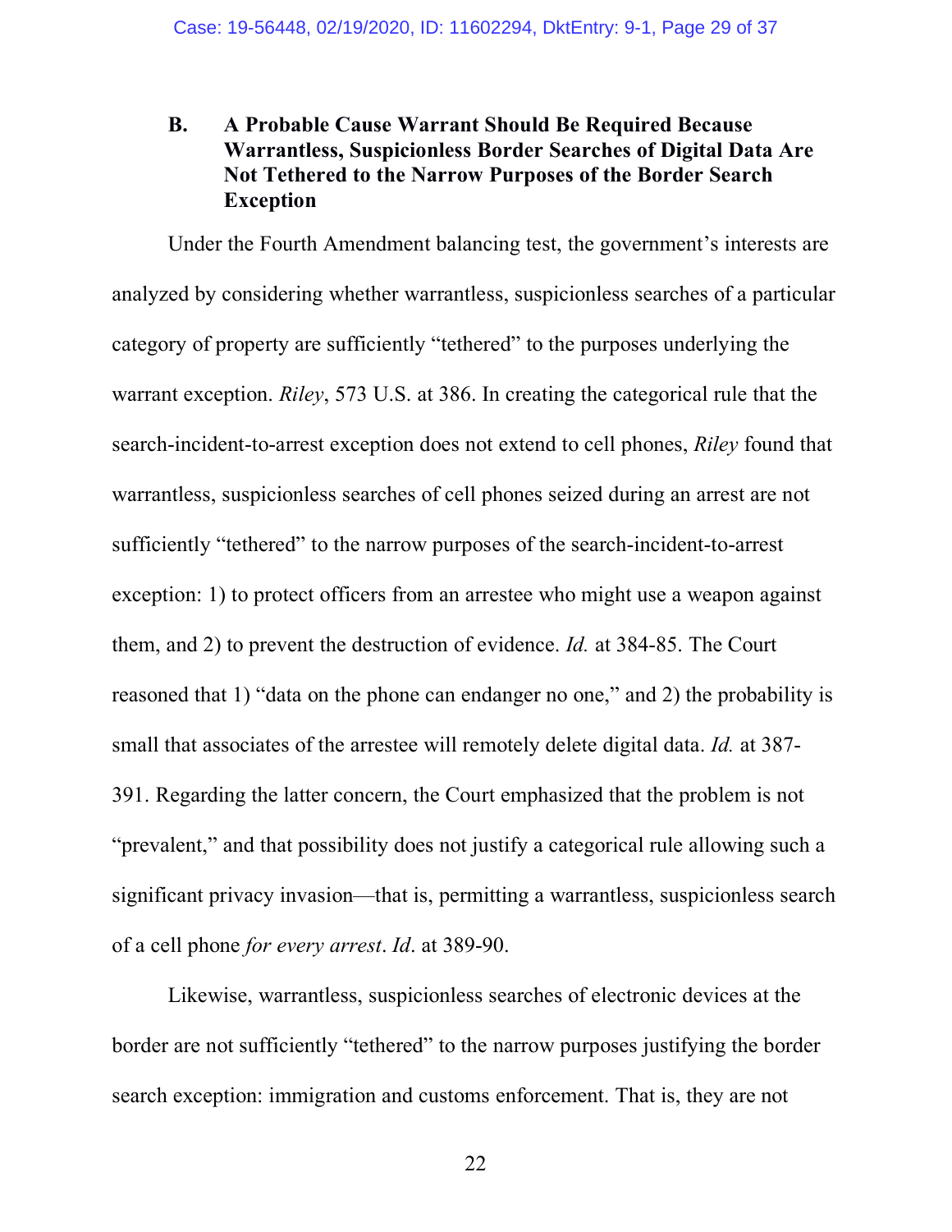### B. A Probable Cause Warrant Should Be Required Because Warrantless, Suspicionless Border Searches of Digital Data Are Not Tethered to the Narrow Purposes of the Border Search Exception

Under the Fourth Amendment balancing test, the government's interests are analyzed by considering whether warrantless, suspicionless searches of a particular category of property are sufficiently "tethered" to the purposes underlying the warrant exception. *Riley*, 573 U.S. at 386. In creating the categorical rule that the search-incident-to-arrest exception does not extend to cell phones, *Riley* found that warrantless, suspicionless searches of cell phones seized during an arrest are not sufficiently "tethered" to the narrow purposes of the search-incident-to-arrest exception: 1) to protect officers from an arrestee who might use a weapon against them, and 2) to prevent the destruction of evidence. *Id.* at 384-85. The Court reasoned that 1) "data on the phone can endanger no one," and 2) the probability is small that associates of the arrestee will remotely delete digital data. *Id.* at 387-391. Regarding the latter concern, the Court emphasized that the problem is not "prevalent," and that possibility does not justify a categorical rule allowing such a significant privacy invasion—that is, permitting a warrantless, suspicionless search of a cell phone *for every arrest*. *Id*. at 389-90.

Likewise, warrantless, suspicionless searches of electronic devices at the border are not sufficiently "tethered" to the narrow purposes justifying the border search exception: immigration and customs enforcement. That is, they are not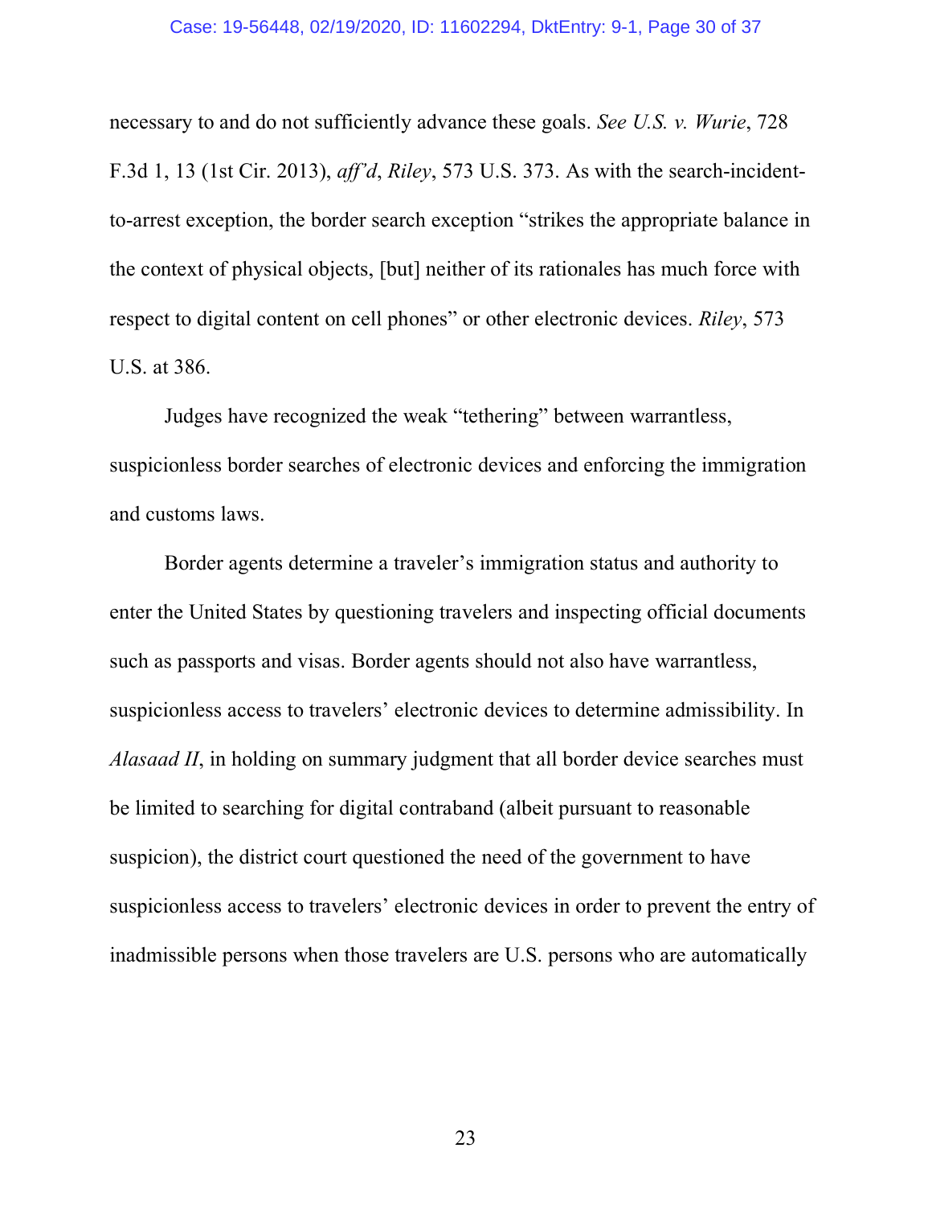necessary to and do not sufficiently advance these goals. *See U.S. v. Wurie*, 728 F.3d 1, 13 (1st Cir. 2013), *aff'd*, *Riley*, 573 U.S. 373. As with the search-incident-to-arrest exception, the border search exception "strikes the appropriate balance in the context of physical objects, [but] neither of its rationales has much force with respect to digital content on cell phones" or other electronic devices. *Riley*, 573 U.S. at 386.

Judges have recognized the weak "tethering" between warrantless, suspicionless border searches of electronic devices and enforcing the immigration and customs laws.

Border agents determine a traveler's immigration status and authority to enter the United States by questioning travelers and inspecting official documents such as passports and visas. Border agents should not also have warrantless, suspicionless access to travelers' electronic devices to determine admissibility. In *Alasaad II*, in holding on summary judgment that all border device searches must be limited to searching for digital contraband (albeit pursuant to reasonable suspicion), the district court questioned the need of the government to have suspicionless access to travelers' electronic devices in order to prevent the entry of inadmissible persons when those travelers are U.S. persons who are automatically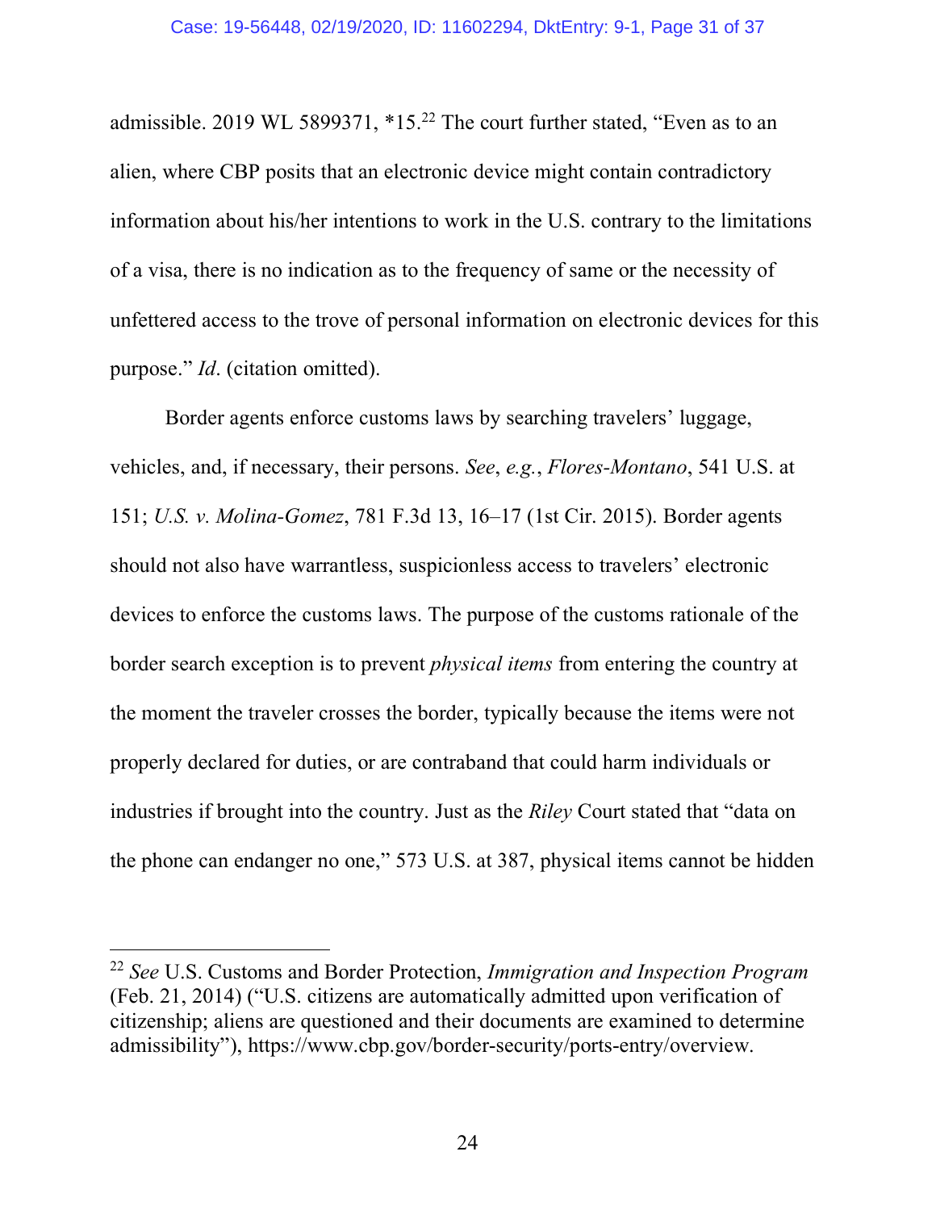admissible. 2019 WL 5899371, *15.[22] The court further stated, "Even as to an alien, where CBP posits that an electronic device might contain contradictory information about his/her intentions to work in the U.S. contrary to the limitations of a visa, there is no indication as to the frequency of same or the necessity of unfettered access to the trove of personal information on electronic devices for this purpose." *Id*. (citation omitted).

Border agents enforce customs laws by searching travelers' luggage, vehicles, and, if necessary, their persons. *See*, *e.g.*, *Flores-Montano*, 541 U.S. at 151; *U.S. v. Molina-Gomez*, 781 F.3d 13, 16–17 (1st Cir. 2015). Border agents should not also have warrantless, suspicionless access to travelers' electronic devices to enforce the customs laws. The purpose of the customs rationale of the border search exception is to prevent *physical items* from entering the country at the moment the traveler crosses the border, typically because the items were not properly declared for duties, or are contraband that could harm individuals or industries if brought into the country. Just as the *Riley* Court stated that "data on the phone can endanger no one," 573 U.S. at 387, physical items cannot be hidden

---

[22] *See* U.S. Customs and Border Protection, *Immigration and Inspection Program* (Feb. 21, 2014) ("U.S. citizens are automatically admitted upon verification of citizenship; aliens are questioned and their documents are examined to determine admissibility"), https://www.cbp.gov/border-security/ports-entry/overview.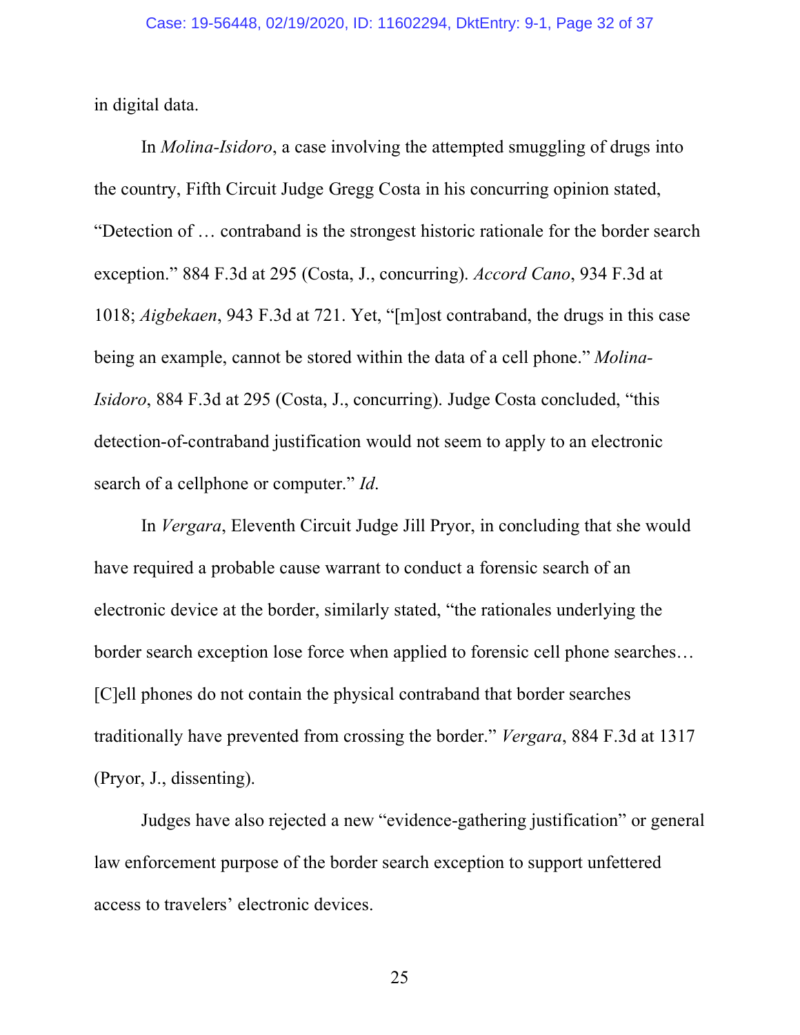in digital data.

In *Molina-Isidoro*, a case involving the attempted smuggling of drugs into the country, Fifth Circuit Judge Gregg Costa in his concurring opinion stated, "Detection of … contraband is the strongest historic rationale for the border search exception." 884 F.3d at 295 (Costa, J., concurring). *Accord Cano*, 934 F.3d at 1018; *Aigbekaen*, 943 F.3d at 721. Yet, "[m]ost contraband, the drugs in this case being an example, cannot be stored within the data of a cell phone." *Molina-Isidoro*, 884 F.3d at 295 (Costa, J., concurring). Judge Costa concluded, "this detection-of-contraband justification would not seem to apply to an electronic search of a cellphone or computer." *Id.*

In *Vergara*, Eleventh Circuit Judge Jill Pryor, in concluding that she would have required a probable cause warrant to conduct a forensic search of an electronic device at the border, similarly stated, "the rationales underlying the border search exception lose force when applied to forensic cell phone searches… [C]ell phones do not contain the physical contraband that border searches traditionally have prevented from crossing the border." *Vergara*, 884 F.3d at 1317 (Pryor, J., dissenting).

Judges have also rejected a new "evidence-gathering justification" or general law enforcement purpose of the border search exception to support unfettered access to travelers' electronic devices.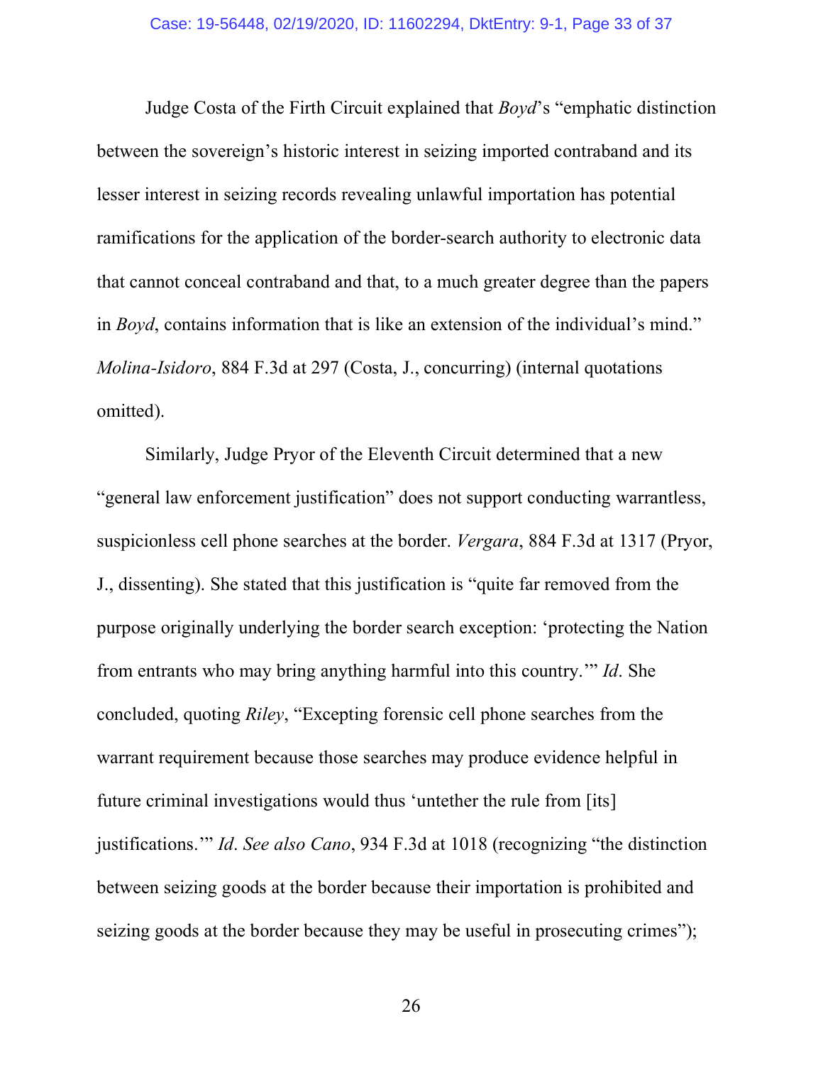Judge Costa of the Firth Circuit explained that *Boyd*'s "emphatic distinction between the sovereign's historic interest in seizing imported contraband and its lesser interest in seizing records revealing unlawful importation has potential ramifications for the application of the border-search authority to electronic data that cannot conceal contraband and that, to a much greater degree than the papers in *Boyd*, contains information that is like an extension of the individual's mind." *Molina-Isidoro*, 884 F.3d at 297 (Costa, J., concurring) (internal quotations omitted).

Similarly, Judge Pryor of the Eleventh Circuit determined that a new "general law enforcement justification" does not support conducting warrantless, suspicionless cell phone searches at the border. *Vergara*, 884 F.3d at 1317 (Pryor, J., dissenting). She stated that this justification is "quite far removed from the purpose originally underlying the border search exception: 'protecting the Nation from entrants who may bring anything harmful into this country.'" *Id*. She concluded, quoting *Riley*, "Excepting forensic cell phone searches from the warrant requirement because those searches may produce evidence helpful in future criminal investigations would thus 'untether the rule from [its] justifications.'" *Id*. *See also Cano*, 934 F.3d at 1018 (recognizing "the distinction between seizing goods at the border because their importation is prohibited and seizing goods at the border because they may be useful in prosecuting crimes");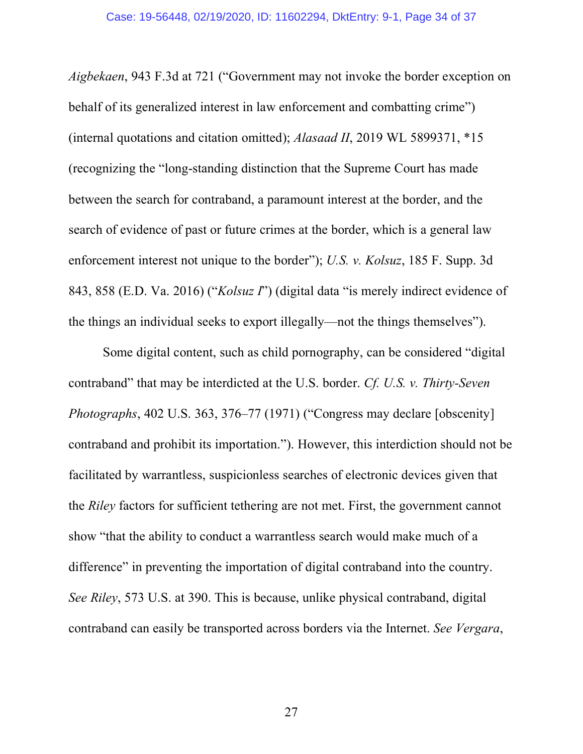*Aigbekaen*, 943 F.3d at 721 ("Government may not invoke the border exception on behalf of its generalized interest in law enforcement and combatting crime") (internal quotations and citation omitted); *Alasaad II*, 2019 WL 5899371, *15 (recognizing the "long-standing distinction that the Supreme Court has made between the search for contraband, a paramount interest at the border, and the search of evidence of past or future crimes at the border, which is a general law enforcement interest not unique to the border"); *U.S. v. Kolsuz*, 185 F. Supp. 3d 843, 858 (E.D. Va. 2016) ("*Kolsuz I*") (digital data "is merely indirect evidence of the things an individual seeks to export illegally—not the things themselves").

Some digital content, such as child pornography, can be considered "digital contraband" that may be interdicted at the U.S. border. *Cf. U.S. v. Thirty-Seven Photographs*, 402 U.S. 363, 376–77 (1971) ("Congress may declare [obscenity] contraband and prohibit its importation."). However, this interdiction should not be facilitated by warrantless, suspicionless searches of electronic devices given that the *Riley* factors for sufficient tethering are not met. First, the government cannot show "that the ability to conduct a warrantless search would make much of a difference" in preventing the importation of digital contraband into the country. *See Riley*, 573 U.S. at 390. This is because, unlike physical contraband, digital contraband can easily be transported across borders via the Internet. *See Vergara*,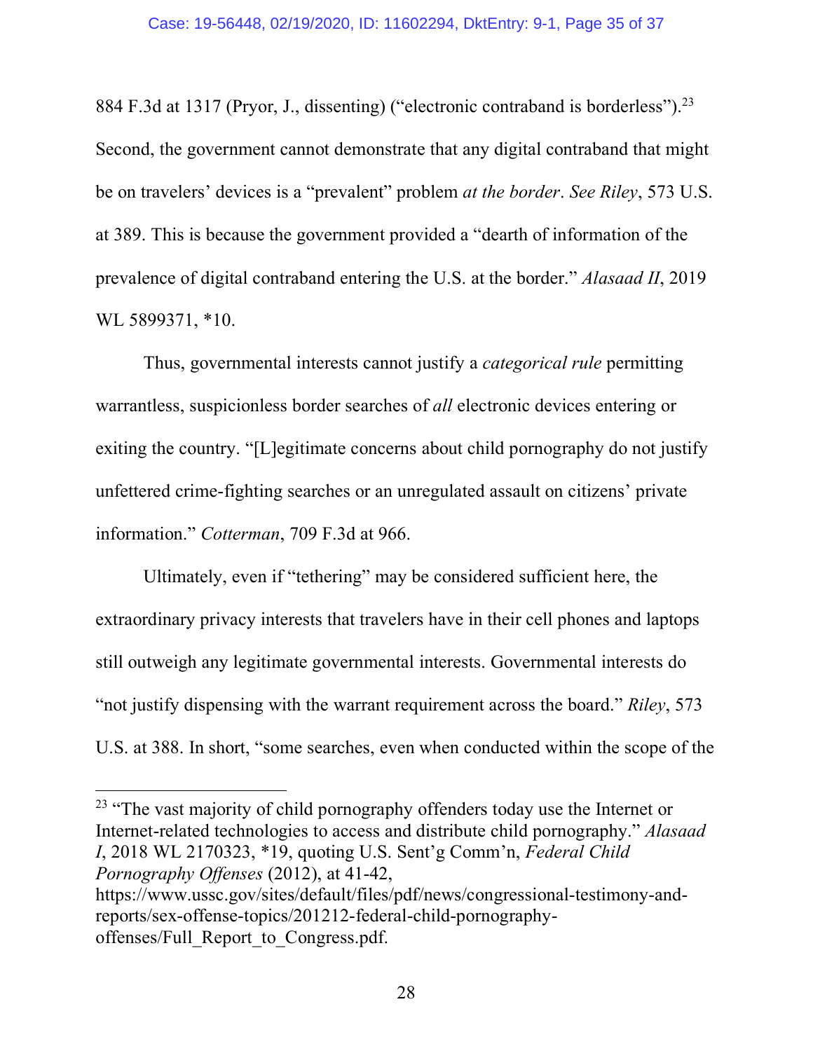884 F.3d at 1317 (Pryor, J., dissenting) ("electronic contraband is borderless").[23] Second, the government cannot demonstrate that any digital contraband that might be on travelers' devices is a "prevalent" problem *at the border*. *See Riley*, 573 U.S. at 389. This is because the government provided a "dearth of information of the prevalence of digital contraband entering the U.S. at the border." *Alasaad II*, 2019 WL 5899371, *10.

Thus, governmental interests cannot justify a *categorical rule* permitting warrantless, suspicionless border searches of *all* electronic devices entering or exiting the country. "[L]egitimate concerns about child pornography do not justify unfettered crime-fighting searches or an unregulated assault on citizens' private information." *Cotterman*, 709 F.3d at 966.

Ultimately, even if "tethering" may be considered sufficient here, the extraordinary privacy interests that travelers have in their cell phones and laptops still outweigh any legitimate governmental interests. Governmental interests do "not justify dispensing with the warrant requirement across the board." *Riley*, 573 U.S. at 388. In short, "some searches, even when conducted within the scope of the

---

[23] "The vast majority of child pornography offenders today use the Internet or Internet-related technologies to access and distribute child pornography." *Alasaad I*, 2018 WL 2170323, *19, quoting U.S. Sent'g Comm'n, *Federal Child Pornography Offenses* (2012), at 41-42, https://www.ussc.gov/sites/default/files/pdf/news/congressional-testimony-and-reports/sex-offense-topics/201212-federal-child-pornography-offenses/Full_Report_to_Congress.pdf.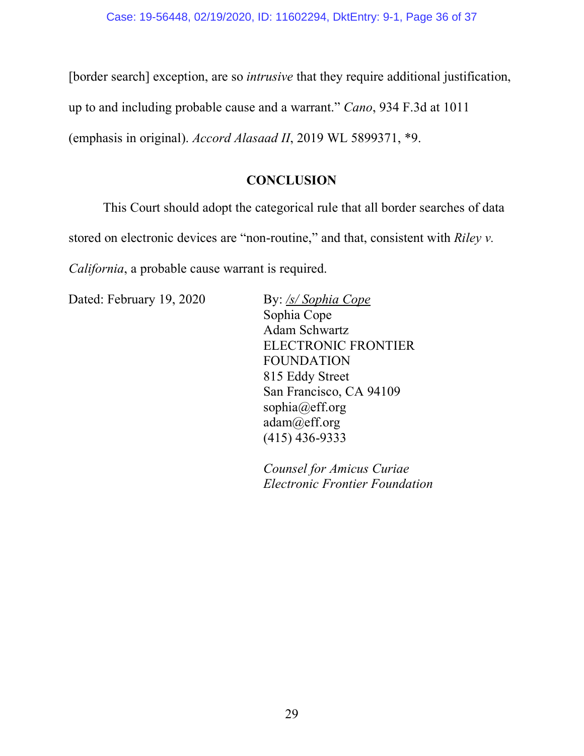[border search] exception, are so *intrusive* that they require additional justification, up to and including probable cause and a warrant." *Cano*, 934 F.3d at 1011 (emphasis in original). *Accord Alasaad II*, 2019 WL 5899371, *9.

## CONCLUSION

This Court should adopt the categorical rule that all border searches of data stored on electronic devices are "non-routine," and that, consistent with *Riley v. California*, a probable cause warrant is required.

Dated: February 19, 2020

By: */s/ Sophia Cope*
Sophia Cope
Adam Schwartz
ELECTRONIC FRONTIER FOUNDATION
815 Eddy Street
San Francisco, CA 94109
sophia@eff.org
adam@eff.org
(415) 436-9333

*Counsel for Amicus Curiae Electronic Frontier Foundation*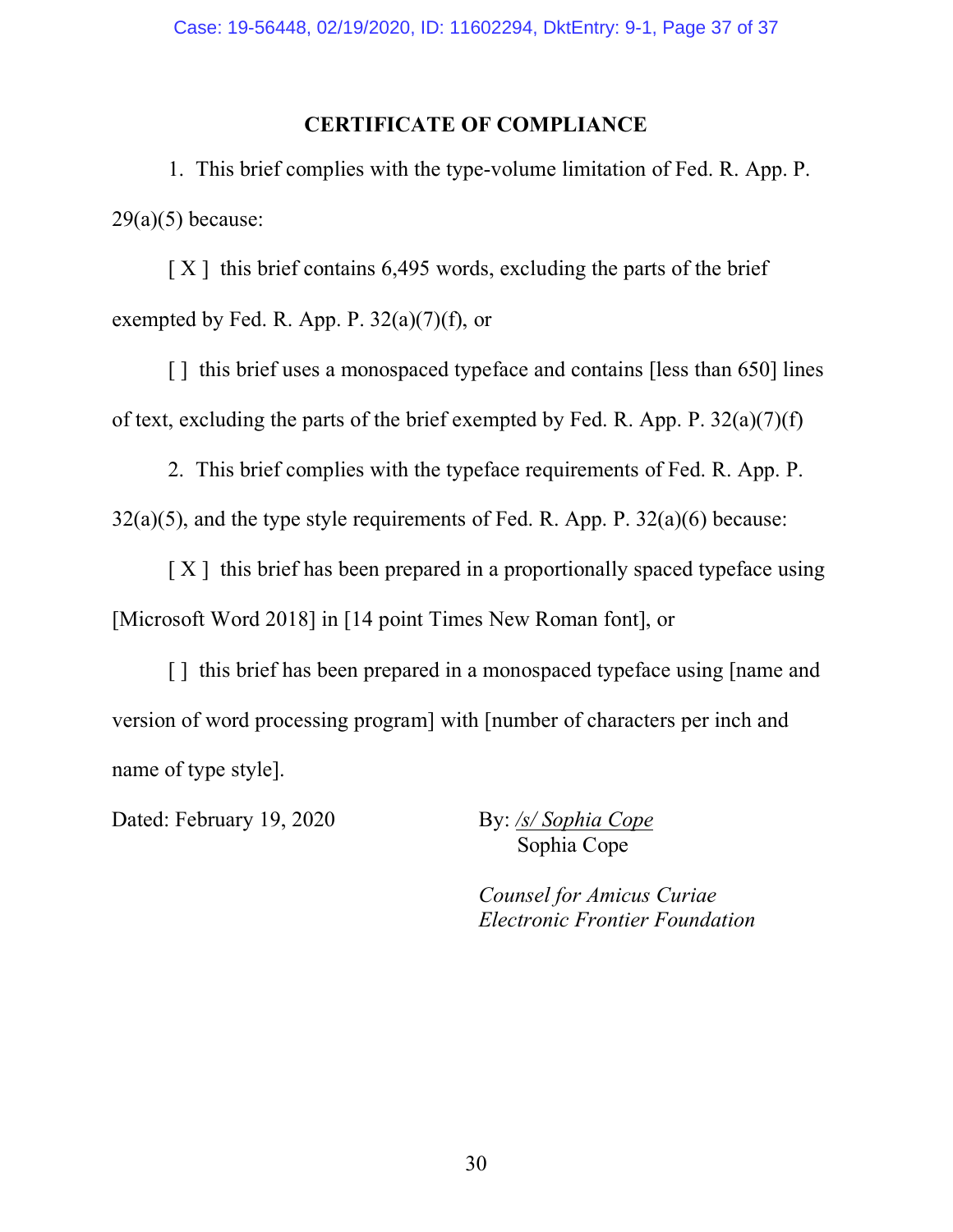## CERTIFICATE OF COMPLIANCE

1. This brief complies with the type-volume limitation of Fed. R. App. P. 29(a)(5) because:

[ X ] this brief contains 6,495 words, excluding the parts of the brief exempted by Fed. R. App. P. 32(a)(7)(f), or

[ ] this brief uses a monospaced typeface and contains [less than 650] lines of text, excluding the parts of the brief exempted by Fed. R. App. P. 32(a)(7)(f)

2. This brief complies with the typeface requirements of Fed. R. App. P. 32(a)(5), and the type style requirements of Fed. R. App. P. 32(a)(6) because:

[ X ] this brief has been prepared in a proportionally spaced typeface using [Microsoft Word 2018] in [14 point Times New Roman font], or

[ ] this brief has been prepared in a monospaced typeface using [name and version of word processing program] with [number of characters per inch and name of type style].

Dated: February 19, 2020

By: /s/ Sophia Cope
Sophia Cope

*Counsel for Amicus Curiae*
*Electronic Frontier Foundation*